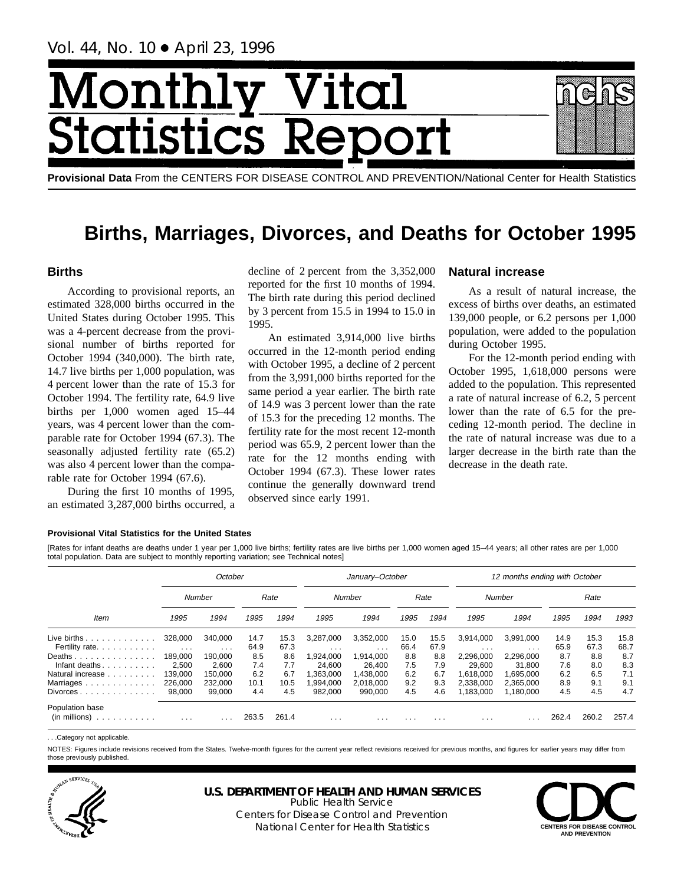Vol. 44, No. 10 • April 23, 1996

# Monthly Vital Statistics Report

**Provisional Data** From the CENTERS FOR DISEASE CONTROL AND PREVENTION/National Center for Health Statistics

# Births, Marriages, Divorces, and Deaths for October 1995

## Births

According to provisional reports, an estimated 328,000 births occurred in the United States during October 1995. This was a 4-percent decrease from the provisional number of births reported for October 1994 (340,000). The birth rate, 14.7 live births per 1,000 population, was 4 percent lower than the rate of 15.3 for October 1994. The fertility rate, 64.9 live births per 1,000 women aged 15–44 years, was 4 percent lower than the comparable rate for October 1994 (67.3). The seasonally adjusted fertility rate (65.2) was also 4 percent lower than the comparable rate for October 1994 (67.6).

During the first 10 months of 1995, an estimated 3,287,000 births occurred, a decline of 2 percent from the 3,352,000 reported for the first 10 months of 1994. The birth rate during this period declined by 3 percent from 15.5 in 1994 to 15.0 in 1995.

An estimated 3,914,000 live births occurred in the 12-month period ending with October 1995, a decline of 2 percent from the 3,991,000 births reported for the same period a year earlier. The birth rate of 14.9 was 3 percent lower than the rate of 15.3 for the preceding 12 months. The fertility rate for the most recent 12-month period was 65.9, 2 percent lower than the rate for the 12 months ending with October 1994 (67.3). These lower rates continue the generally downward trend observed since early 1991.

## Natural increase

As a result of natural increase, the excess of births over deaths, an estimated 139,000 people, or 6.2 persons per 1,000 population, were added to the population during October 1995.

For the 12-month period ending with October 1995, 1,618,000 persons were added to the population. This represented a rate of natural increase of 6.2, 5 percent lower than the rate of 6.5 for the preceding 12-month period. The decline in the rate of natural increase was due to a larger decrease in the birth rate than the decrease in the death rate.

**Provisional Vital Statistics for the United States**

[Rates for infant deaths are deaths under 1 year per 1,000 live births; fertility rates are live births per 1,000 women aged 15–44 years; all other rates are per 1,000 total population. Data are subject to monthly reporting variation; see Technical notes]

| Item | October | | | | January–October | | | | 12 months ending with October | | | | |
|---|---|---|---|---|---|---|---|---|---|---|---|---|---|
| | Number | | Rate | | Number | | Rate | | Number | | Rate | | |
| | 1995 | 1994 | 1995 | 1994 | 1995 | 1994 | 1995 | 1994 | 1995 | 1994 | 1995 | 1994 | 1993 |
| Live births | 328,000 | 340,000 | 14.7 | 15.3 | 3,287,000 | 3,352,000 | 15.0 | 15.5 | 3,914,000 | 3,991,000 | 14.9 | 15.3 | 15.8 |
| Fertility rate | . . . | . . . | 64.9 | 67.3 | . . . | . . . | 66.4 | 67.9 | . . . | . . . | 65.9 | 67.3 | 68.7 |
| Deaths | 189,000 | 190,000 | 8.5 | 8.6 | 1,924,000 | 1,914,000 | 8.8 | 8.8 | 2,296,000 | 2,296,000 | 8.7 | 8.8 | 8.7 |
| Infant deaths | 2,500 | 2,600 | 7.4 | 7.7 | 24,600 | 26,400 | 7.5 | 7.9 | 29,600 | 31,800 | 7.6 | 8.0 | 8.3 |
| Natural increase | 139,000 | 150,000 | 6.2 | 6.7 | 1,363,000 | 1,438,000 | 6.2 | 6.7 | 1,618,000 | 1,695,000 | 6.2 | 6.5 | 7.1 |
| Marriages | 226,000 | 232,000 | 10.1 | 10.5 | 1,994,000 | 2,018,000 | 9.2 | 9.3 | 2,338,000 | 2,365,000 | 8.9 | 9.1 | 9.1 |
| Divorces | 98,000 | 99,000 | 4.4 | 4.5 | 982,000 | 990,000 | 4.5 | 4.6 | 1,183,000 | 1,180,000 | 4.5 | 4.5 | 4.7 |
| Population base (in millions) | . . . | . . . | 263.5 | 261.4 | . . . | . . . | . . . | . . . | . . . | . . . | 262.4 | 260.2 | 257.4 |

. . .Category not applicable.

NOTES: Figures include revisions received from the States. Twelve-month figures for the current year reflect revisions received for previous months, and figures for earlier years may differ from those previously published.

**U.S. DEPARTMENT OF HEALTH AND HUMAN SERVICES**
Public Health Service
Centers for Disease Control and Prevention
National Center for Health Statistics

CDC
CENTERS FOR DISEASE CONTROL AND PREVENTION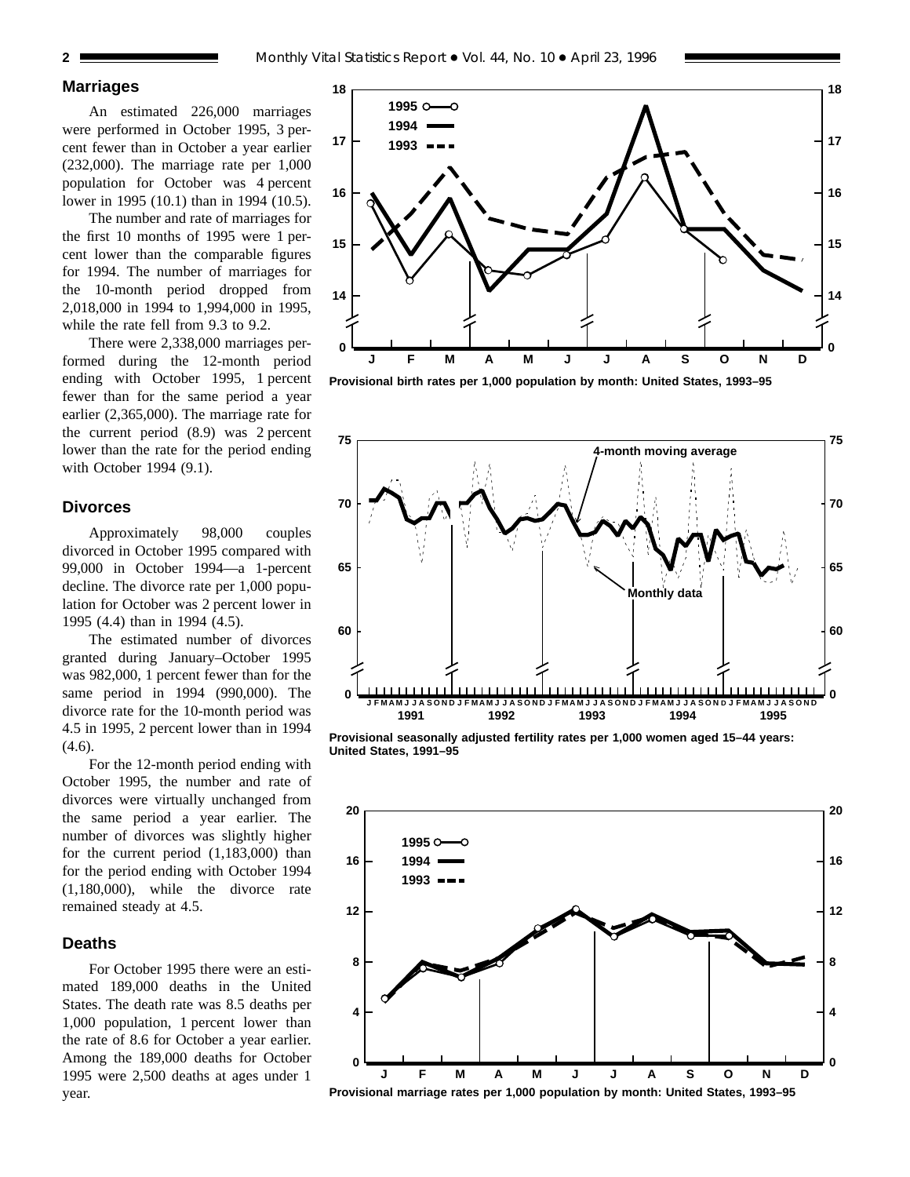## Marriages

An estimated 226,000 marriages were performed in October 1995, 3 percent fewer than in October a year earlier (232,000). The marriage rate per 1,000 population for October was 4 percent lower in 1995 (10.1) than in 1994 (10.5).

The number and rate of marriages for the first 10 months of 1995 were 1 percent lower than the comparable figures for 1994. The number of marriages for the 10-month period dropped from 2,018,000 in 1994 to 1,994,000 in 1995, while the rate fell from 9.3 to 9.2.

There were 2,338,000 marriages performed during the 12-month period ending with October 1995, 1 percent fewer than for the same period a year earlier (2,365,000). The marriage rate for the current period (8.9) was 2 percent lower than the rate for the period ending with October 1994 (9.1).

## Divorces

Approximately 98,000 couples divorced in October 1995 compared with 99,000 in October 1994—a 1-percent decline. The divorce rate per 1,000 population for October was 2 percent lower in 1995 (4.4) than in 1994 (4.5).

The estimated number of divorces granted during January–October 1995 was 982,000, 1 percent fewer than for the same period in 1994 (990,000). The divorce rate for the 10-month period was 4.5 in 1995, 2 percent lower than in 1994 (4.6).

For the 12-month period ending with October 1995, the number and rate of divorces were virtually unchanged from the same period a year earlier. The number of divorces was slightly higher for the current period (1,183,000) than for the period ending with October 1994 (1,180,000), while the divorce rate remained steady at 4.5.

## Deaths

For October 1995 there were an estimated 189,000 deaths in the United States. The death rate was 8.5 deaths per 1,000 population, 1 percent lower than the rate of 8.6 for October a year earlier. Among the 189,000 deaths for October 1995 were 2,500 deaths at ages under 1 year.

Provisional birth rates per 1,000 population by month: United States, 1993–95

Provisional seasonally adjusted fertility rates per 1,000 women aged 15–44 years: United States, 1991–95

Provisional marriage rates per 1,000 population by month: United States, 1993–95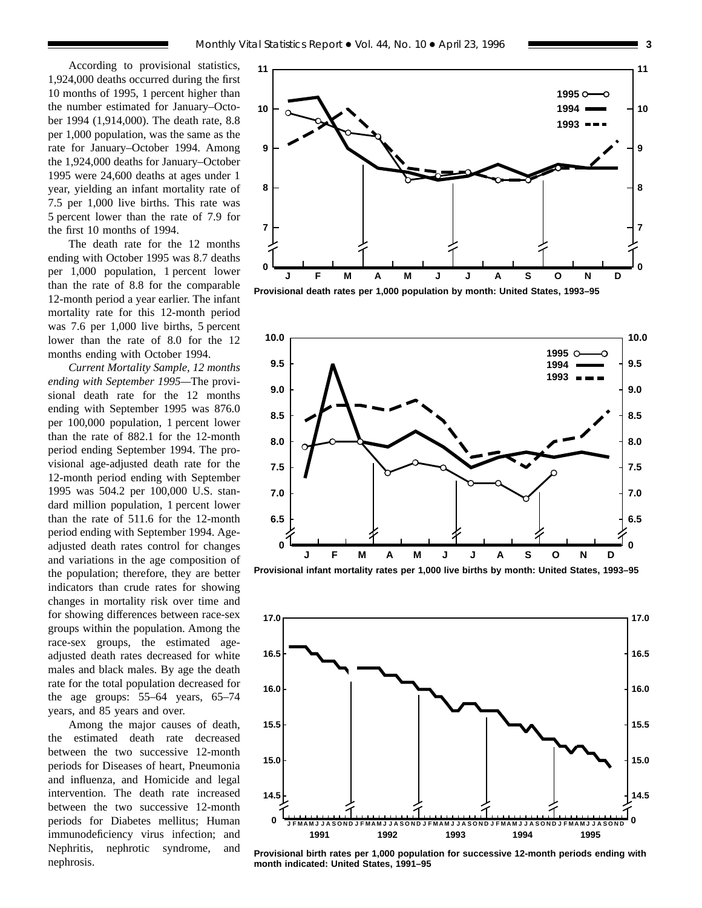According to provisional statistics, 1,924,000 deaths occurred during the first 10 months of 1995, 1 percent higher than the number estimated for January–October 1994 (1,914,000). The death rate, 8.8 per 1,000 population, was the same as the rate for January–October 1994. Among the 1,924,000 deaths for January–October 1995 were 24,600 deaths at ages under 1 year, yielding an infant mortality rate of 7.5 per 1,000 live births. This rate was 5 percent lower than the rate of 7.9 for the first 10 months of 1994.

The death rate for the 12 months ending with October 1995 was 8.7 deaths per 1,000 population, 1 percent lower than the rate of 8.8 for the comparable 12-month period a year earlier. The infant mortality rate for this 12-month period was 7.6 per 1,000 live births, 5 percent lower than the rate of 8.0 for the 12 months ending with October 1994.

*Current Mortality Sample, 12 months ending with September 1995*—The provisional death rate for the 12 months ending with September 1995 was 876.0 per 100,000 population, 1 percent lower than the rate of 882.1 for the 12-month period ending September 1994. The provisional age-adjusted death rate for the 12-month period ending with September 1995 was 504.2 per 100,000 U.S. standard million population, 1 percent lower than the rate of 511.6 for the 12-month period ending with September 1994. Age-adjusted death rates control for changes and variations in the age composition of the population; therefore, they are better indicators than crude rates for showing changes in mortality risk over time and for showing differences between race-sex groups within the population. Among the race-sex groups, the estimated age-adjusted death rates decreased for white males and black males. By age the death rate for the total population decreased for the age groups: 55–64 years, 65–74 years, and 85 years and over.

Among the major causes of death, the estimated death rate decreased between the two successive 12-month periods for Diseases of heart, Pneumonia and influenza, and Homicide and legal intervention. The death rate increased between the two successive 12-month periods for Diabetes mellitus; Human immunodeficiency virus infection; and Nephritis, nephrotic syndrome, and nephrosis.

**Provisional death rates per 1,000 population by month: United States, 1993–95**

**Provisional infant mortality rates per 1,000 live births by month: United States, 1993–95**

**Provisional birth rates per 1,000 population for successive 12-month periods ending with month indicated: United States, 1991–95**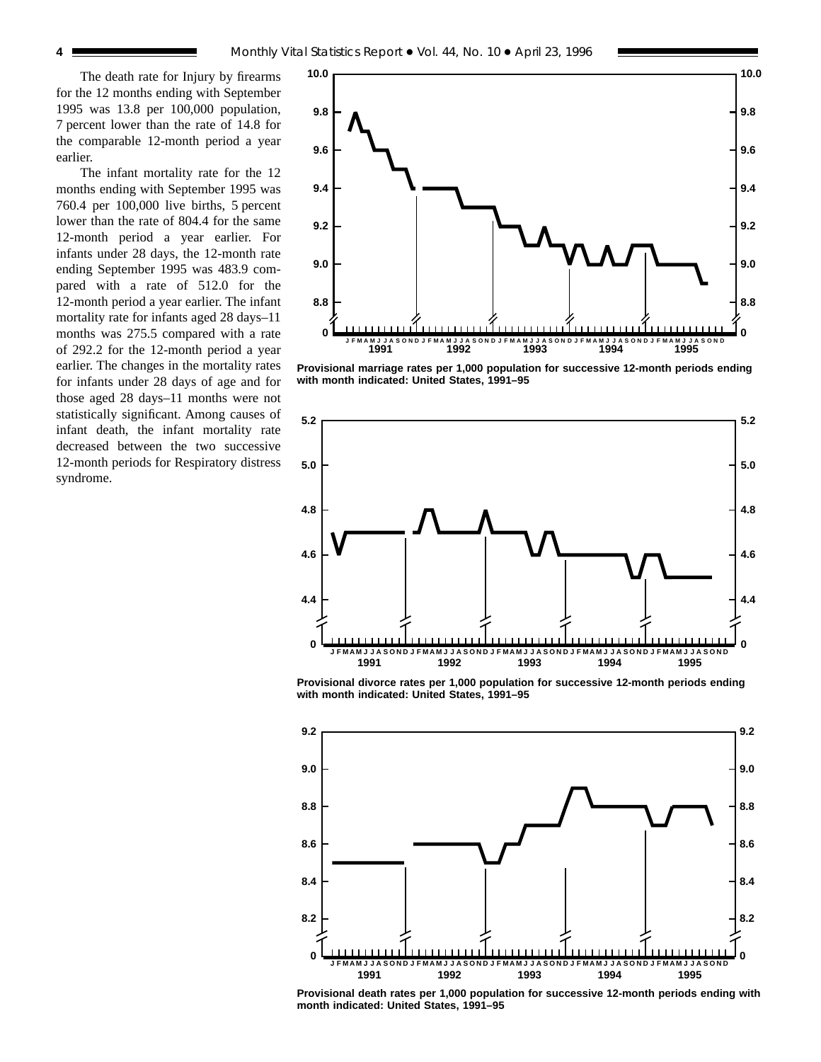The death rate for Injury by firearms for the 12 months ending with September 1995 was 13.8 per 100,000 population, 7 percent lower than the rate of 14.8 for the comparable 12-month period a year earlier.

The infant mortality rate for the 12 months ending with September 1995 was 760.4 per 100,000 live births, 5 percent lower than the rate of 804.4 for the same 12-month period a year earlier. For infants under 28 days, the 12-month rate ending September 1995 was 483.9 compared with a rate of 512.0 for the 12-month period a year earlier. The infant mortality rate for infants aged 28 days–11 months was 275.5 compared with a rate of 292.2 for the 12-month period a year earlier. The changes in the mortality rates for infants under 28 days of age and for those aged 28 days–11 months were not statistically significant. Among causes of infant death, the infant mortality rate decreased between the two successive 12-month periods for Respiratory distress syndrome.

**Provisional marriage rates per 1,000 population for successive 12-month periods ending with month indicated: United States, 1991–95**

**Provisional divorce rates per 1,000 population for successive 12-month periods ending with month indicated: United States, 1991–95**

**Provisional death rates per 1,000 population for successive 12-month periods ending with month indicated: United States, 1991–95**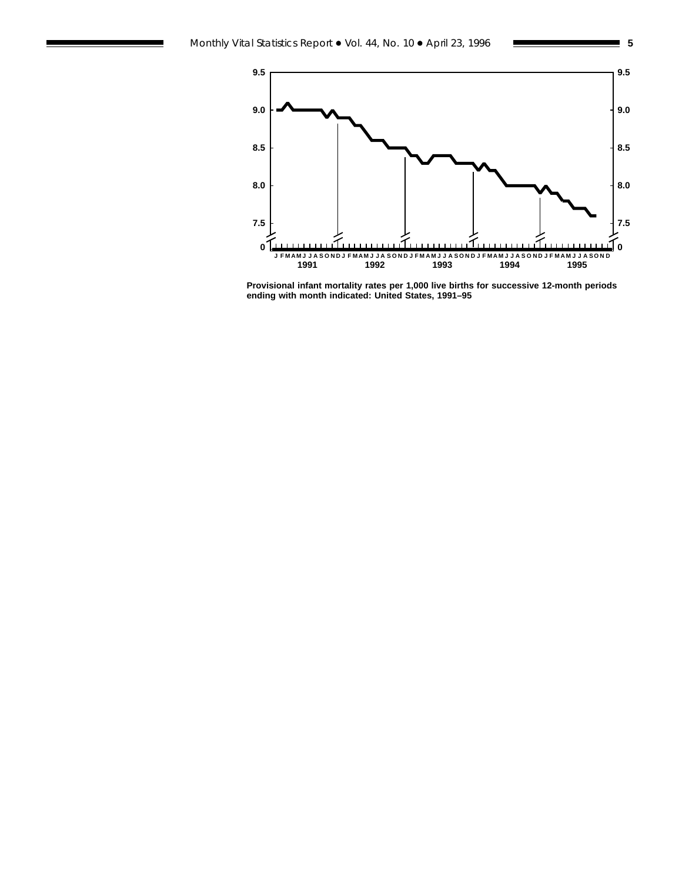Provisional infant mortality rates per 1,000 live births for successive 12-month periods ending with month indicated: United States, 1991–95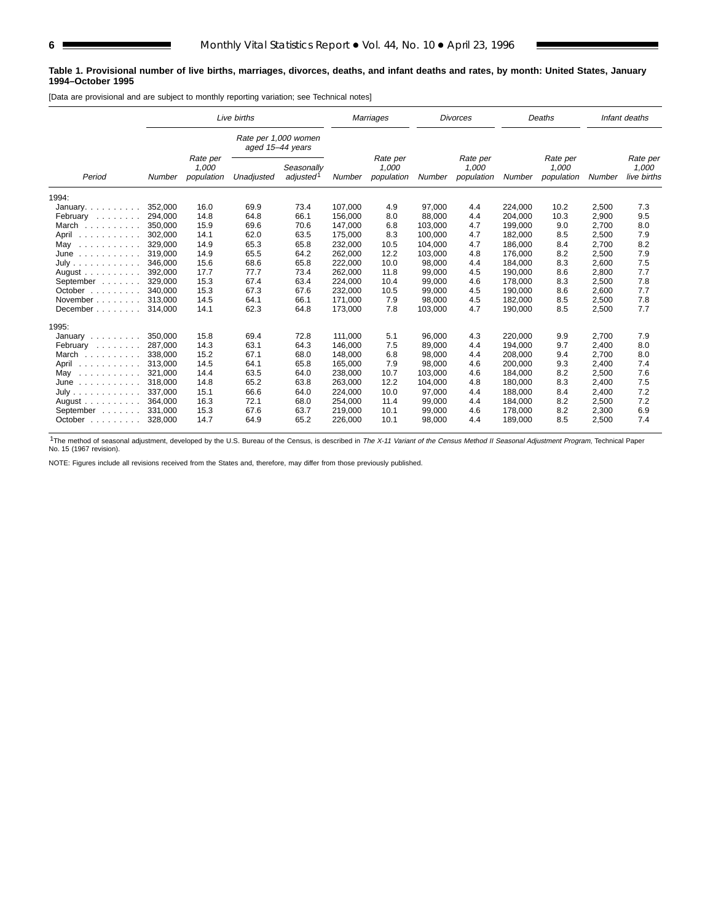**Table 1. Provisional number of live births, marriages, divorces, deaths, and infant deaths and rates, by month: United States, January 1994–October 1995**

[Data are provisional and are subject to monthly reporting variation; see Technical notes]

| Period | Live births | | | | Marriages | | Divorces | | Deaths | | Infant deaths | |
|---|---|---|---|---|---|---|---|---|---|---|---|---|
| | | | Rate per 1,000 women aged 15–44 years | | | | | | | | | |
| | Number | Rate per 1,000 population | Unadjusted | Seasonally adjusted[1] | Number | Rate per 1,000 population | Number | Rate per 1,000 population | Number | Rate per 1,000 population | Number | Rate per 1,000 live births |
| 1994: | | | | | | | | | | | | |
| January | 352,000 | 16.0 | 69.9 | 73.4 | 107,000 | 4.9 | 97,000 | 4.4 | 224,000 | 10.2 | 2,500 | 7.3 |
| February | 294,000 | 14.8 | 64.8 | 66.1 | 156,000 | 8.0 | 88,000 | 4.4 | 204,000 | 10.3 | 2,900 | 9.5 |
| March | 350,000 | 15.9 | 69.6 | 70.6 | 147,000 | 6.8 | 103,000 | 4.7 | 199,000 | 9.0 | 2,700 | 8.0 |
| April | 302,000 | 14.1 | 62.0 | 63.5 | 175,000 | 8.3 | 100,000 | 4.7 | 182,000 | 8.5 | 2,500 | 7.9 |
| May | 329,000 | 14.9 | 65.3 | 65.8 | 232,000 | 10.5 | 104,000 | 4.7 | 186,000 | 8.4 | 2,700 | 8.2 |
| June | 319,000 | 14.9 | 65.5 | 64.2 | 262,000 | 12.2 | 103,000 | 4.8 | 176,000 | 8.2 | 2,500 | 7.9 |
| July | 346,000 | 15.6 | 68.6 | 65.8 | 222,000 | 10.0 | 98,000 | 4.4 | 184,000 | 8.3 | 2,600 | 7.5 |
| August | 392,000 | 17.7 | 77.7 | 73.4 | 262,000 | 11.8 | 99,000 | 4.5 | 190,000 | 8.6 | 2,800 | 7.7 |
| September | 329,000 | 15.3 | 67.4 | 63.4 | 224,000 | 10.4 | 99,000 | 4.6 | 178,000 | 8.3 | 2,500 | 7.8 |
| October | 340,000 | 15.3 | 67.3 | 67.6 | 232,000 | 10.5 | 99,000 | 4.5 | 190,000 | 8.6 | 2,600 | 7.7 |
| November | 313,000 | 14.5 | 64.1 | 66.1 | 171,000 | 7.9 | 98,000 | 4.5 | 182,000 | 8.5 | 2,500 | 7.8 |
| December | 314,000 | 14.1 | 62.3 | 64.8 | 173,000 | 7.8 | 103,000 | 4.7 | 190,000 | 8.5 | 2,500 | 7.7 |
| 1995: | | | | | | | | | | | | |
| January | 350,000 | 15.8 | 69.4 | 72.8 | 111,000 | 5.1 | 96,000 | 4.3 | 220,000 | 9.9 | 2,700 | 7.9 |
| February | 287,000 | 14.3 | 63.1 | 64.3 | 146,000 | 7.5 | 89,000 | 4.4 | 194,000 | 9.7 | 2,400 | 8.0 |
| March | 338,000 | 15.2 | 67.1 | 68.0 | 148,000 | 6.8 | 98,000 | 4.4 | 208,000 | 9.4 | 2,700 | 8.0 |
| April | 313,000 | 14.5 | 64.1 | 65.8 | 165,000 | 7.9 | 98,000 | 4.6 | 200,000 | 9.3 | 2,400 | 7.4 |
| May | 321,000 | 14.4 | 63.5 | 64.0 | 238,000 | 10.7 | 103,000 | 4.6 | 184,000 | 8.2 | 2,500 | 7.6 |
| June | 318,000 | 14.8 | 65.2 | 63.8 | 263,000 | 12.2 | 104,000 | 4.8 | 180,000 | 8.3 | 2,400 | 7.5 |
| July | 337,000 | 15.1 | 66.6 | 64.0 | 224,000 | 10.0 | 97,000 | 4.4 | 188,000 | 8.4 | 2,400 | 7.2 |
| August | 364,000 | 16.3 | 72.1 | 68.0 | 254,000 | 11.4 | 99,000 | 4.4 | 184,000 | 8.2 | 2,500 | 7.2 |
| September | 331,000 | 15.3 | 67.6 | 63.7 | 219,000 | 10.1 | 99,000 | 4.6 | 178,000 | 8.2 | 2,300 | 6.9 |
| October | 328,000 | 14.7 | 64.9 | 65.2 | 226,000 | 10.1 | 98,000 | 4.4 | 189,000 | 8.5 | 2,500 | 7.4 |

[1]The method of seasonal adjustment, developed by the U.S. Bureau of the Census, is described in *The X-11 Variant of the Census Method II Seasonal Adjustment Program*, Technical Paper No. 15 (1967 revision).

NOTE: Figures include all revisions received from the States and, therefore, may differ from those previously published.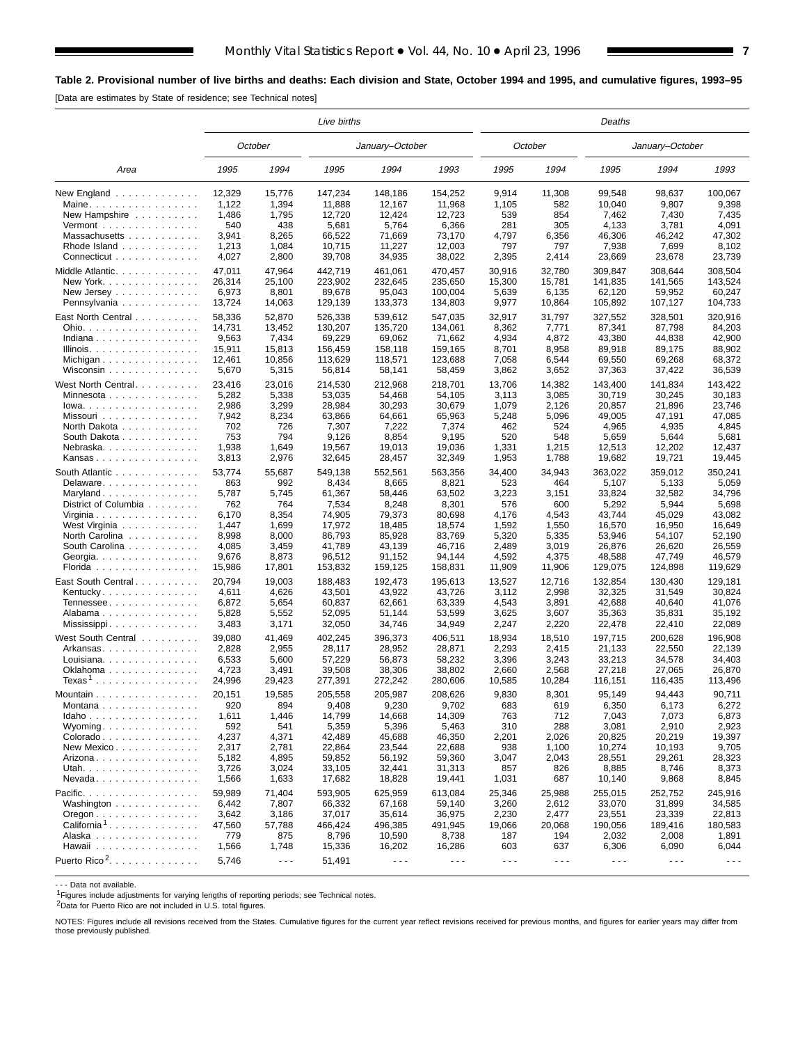## Table 2. Provisional number of live births and deaths: Each division and State, October 1994 and 1995, and cumulative figures, 1993–95

[Data are estimates by State of residence; see Technical notes]

| Area | Live births | | | | | Deaths | | | | |
|---|---|---|---|---|---|---|---|---|---|---|
| | October | | January–October | | | October | | January–October | | |
| | 1995 | 1994 | 1995 | 1994 | 1993 | 1995 | 1994 | 1995 | 1994 | 1993 |
| New England | 12,329 | 15,776 | 147,234 | 148,186 | 154,252 | 9,914 | 11,308 | 99,548 | 98,637 | 100,067 |
| Maine | 1,122 | 1,394 | 11,888 | 12,167 | 11,968 | 1,105 | 582 | 10,040 | 9,807 | 9,398 |
| New Hampshire | 1,486 | 1,795 | 12,720 | 12,424 | 12,723 | 539 | 854 | 7,462 | 7,430 | 7,435 |
| Vermont | 540 | 438 | 5,681 | 5,764 | 6,366 | 281 | 305 | 4,133 | 3,781 | 4,091 |
| Massachusetts | 3,941 | 8,265 | 66,522 | 71,669 | 73,170 | 4,797 | 6,356 | 46,306 | 46,242 | 47,302 |
| Rhode Island | 1,213 | 1,084 | 10,715 | 11,227 | 12,003 | 797 | 797 | 7,938 | 7,699 | 8,102 |
| Connecticut | 4,027 | 2,800 | 39,708 | 34,935 | 38,022 | 2,395 | 2,414 | 23,669 | 23,678 | 23,739 |
| Middle Atlantic | 47,011 | 47,964 | 442,719 | 461,061 | 470,457 | 30,916 | 32,780 | 309,847 | 308,644 | 308,504 |
| New York | 26,314 | 25,100 | 223,902 | 232,645 | 235,650 | 15,300 | 15,781 | 141,835 | 141,565 | 143,524 |
| New Jersey | 6,973 | 8,801 | 89,678 | 95,043 | 100,004 | 5,639 | 6,135 | 62,120 | 59,952 | 60,247 |
| Pennsylvania | 13,724 | 14,063 | 129,139 | 133,373 | 134,803 | 9,977 | 10,864 | 105,892 | 107,127 | 104,733 |
| East North Central | 58,336 | 52,870 | 526,338 | 539,612 | 547,035 | 32,917 | 31,797 | 327,552 | 328,501 | 320,916 |
| Ohio | 14,731 | 13,452 | 130,207 | 135,720 | 134,061 | 8,362 | 7,771 | 87,341 | 87,798 | 84,203 |
| Indiana | 9,563 | 7,434 | 69,229 | 69,062 | 71,662 | 4,934 | 4,872 | 43,380 | 44,838 | 42,900 |
| Illinois | 15,911 | 15,813 | 156,459 | 158,118 | 159,165 | 8,701 | 8,958 | 89,918 | 89,175 | 88,902 |
| Michigan | 12,461 | 10,856 | 113,629 | 118,571 | 123,688 | 7,058 | 6,544 | 69,550 | 69,268 | 68,372 |
| Wisconsin | 5,670 | 5,315 | 56,814 | 58,141 | 58,459 | 3,862 | 3,652 | 37,363 | 37,422 | 36,539 |
| West North Central | 23,416 | 23,016 | 214,530 | 212,968 | 218,701 | 13,706 | 14,382 | 143,400 | 141,834 | 143,422 |
| Minnesota | 5,282 | 5,338 | 53,035 | 54,468 | 54,105 | 3,113 | 3,085 | 30,719 | 30,245 | 30,183 |
| Iowa | 2,986 | 3,299 | 28,984 | 30,293 | 30,679 | 1,079 | 2,126 | 20,857 | 21,896 | 23,746 |
| Missouri | 7,942 | 8,234 | 63,866 | 64,661 | 65,963 | 5,248 | 5,096 | 49,005 | 47,191 | 47,085 |
| North Dakota | 702 | 726 | 7,307 | 7,222 | 7,374 | 462 | 524 | 4,965 | 4,935 | 4,845 |
| South Dakota | 753 | 794 | 9,126 | 8,854 | 9,195 | 520 | 548 | 5,659 | 5,644 | 5,681 |
| Nebraska | 1,938 | 1,649 | 19,567 | 19,013 | 19,036 | 1,331 | 1,215 | 12,513 | 12,202 | 12,437 |
| Kansas | 3,813 | 2,976 | 32,645 | 28,457 | 32,349 | 1,953 | 1,788 | 19,682 | 19,721 | 19,445 |
| South Atlantic | 53,774 | 55,687 | 549,138 | 552,561 | 563,356 | 34,400 | 34,943 | 363,022 | 359,012 | 350,241 |
| Delaware | 863 | 992 | 8,434 | 8,665 | 8,821 | 523 | 464 | 5,107 | 5,133 | 5,059 |
| Maryland | 5,787 | 5,745 | 61,367 | 58,446 | 63,502 | 3,223 | 3,151 | 33,824 | 32,582 | 34,796 |
| District of Columbia | 762 | 764 | 7,534 | 8,248 | 8,301 | 576 | 600 | 5,292 | 5,944 | 5,698 |
| Virginia | 6,170 | 8,354 | 74,905 | 79,373 | 80,698 | 4,176 | 4,543 | 43,744 | 45,029 | 43,082 |
| West Virginia | 1,447 | 1,699 | 17,972 | 18,485 | 18,574 | 1,592 | 1,550 | 16,570 | 16,950 | 16,649 |
| North Carolina | 8,998 | 8,000 | 86,793 | 85,928 | 83,769 | 5,320 | 5,335 | 53,946 | 54,107 | 52,190 |
| South Carolina | 4,085 | 3,459 | 41,789 | 43,139 | 46,716 | 2,489 | 3,019 | 26,876 | 26,620 | 26,559 |
| Georgia | 9,676 | 8,873 | 96,512 | 91,152 | 94,144 | 4,592 | 4,375 | 48,588 | 47,749 | 46,579 |
| Florida | 15,986 | 17,801 | 153,832 | 159,125 | 158,831 | 11,909 | 11,906 | 129,075 | 124,898 | 119,629 |
| East South Central | 20,794 | 19,003 | 188,483 | 192,473 | 195,613 | 13,527 | 12,716 | 132,854 | 130,430 | 129,181 |
| Kentucky | 4,611 | 4,626 | 43,501 | 43,922 | 43,726 | 3,112 | 2,998 | 32,325 | 31,549 | 30,824 |
| Tennessee | 6,872 | 5,654 | 60,837 | 62,661 | 63,339 | 4,543 | 3,891 | 42,688 | 40,640 | 41,076 |
| Alabama | 5,828 | 5,552 | 52,095 | 51,144 | 53,599 | 3,625 | 3,607 | 35,363 | 35,831 | 35,192 |
| Mississippi | 3,483 | 3,171 | 32,050 | 34,746 | 34,949 | 2,247 | 2,220 | 22,478 | 22,410 | 22,089 |
| West South Central | 39,080 | 41,469 | 402,245 | 396,373 | 406,511 | 18,934 | 18,510 | 197,715 | 200,628 | 196,908 |
| Arkansas | 2,828 | 2,955 | 28,117 | 28,952 | 28,871 | 2,293 | 2,415 | 21,133 | 22,550 | 22,139 |
| Louisiana | 6,533 | 5,600 | 57,229 | 56,873 | 58,232 | 3,396 | 3,243 | 33,213 | 34,578 | 34,403 |
| Oklahoma | 4,723 | 3,491 | 39,508 | 38,306 | 38,802 | 2,660 | 2,568 | 27,218 | 27,065 | 26,870 |
| Texas[1] | 24,996 | 29,423 | 277,391 | 272,242 | 280,606 | 10,585 | 10,284 | 116,151 | 116,435 | 113,496 |
| Mountain | 20,151 | 19,585 | 205,558 | 205,987 | 208,626 | 9,830 | 8,301 | 95,149 | 94,443 | 90,711 |
| Montana | 920 | 894 | 9,408 | 9,230 | 9,702 | 683 | 619 | 6,350 | 6,173 | 6,272 |
| Idaho | 1,611 | 1,446 | 14,799 | 14,668 | 14,309 | 763 | 712 | 7,043 | 7,073 | 6,873 |
| Wyoming | 592 | 541 | 5,359 | 5,396 | 5,463 | 310 | 288 | 3,081 | 2,910 | 2,923 |
| Colorado | 4,237 | 4,371 | 42,489 | 45,688 | 46,350 | 2,201 | 2,026 | 20,825 | 20,219 | 19,397 |
| New Mexico | 2,317 | 2,781 | 22,864 | 23,544 | 22,688 | 938 | 1,100 | 10,274 | 10,193 | 9,705 |
| Arizona | 5,182 | 4,895 | 59,852 | 56,192 | 59,360 | 3,047 | 2,043 | 28,551 | 29,261 | 28,323 |
| Utah | 3,726 | 3,024 | 33,105 | 32,441 | 31,313 | 857 | 826 | 8,885 | 8,746 | 8,373 |
| Nevada | 1,566 | 1,633 | 17,682 | 18,828 | 19,441 | 1,031 | 687 | 10,140 | 9,868 | 8,845 |
| Pacific | 59,989 | 71,404 | 593,905 | 625,959 | 613,084 | 25,346 | 25,988 | 255,015 | 252,752 | 245,916 |
| Washington | 6,442 | 7,807 | 66,332 | 67,168 | 59,140 | 3,260 | 2,612 | 33,070 | 31,899 | 34,585 |
| Oregon | 3,642 | 3,186 | 37,017 | 35,614 | 36,975 | 2,230 | 2,477 | 23,551 | 23,339 | 22,813 |
| California[1] | 47,560 | 57,788 | 466,424 | 496,385 | 491,945 | 19,066 | 20,068 | 190,056 | 189,416 | 180,583 |
| Alaska | 779 | 875 | 8,796 | 10,590 | 8,738 | 187 | 194 | 2,032 | 2,008 | 1,891 |
| Hawaii | 1,566 | 1,748 | 15,336 | 16,202 | 16,286 | 603 | 637 | 6,306 | 6,090 | 6,044 |
| Puerto Rico[2] | 5,746 | - - - | 51,491 | - - - | - - - | - - - | - - - | - - - | - - - | - - - |

- - - Data not available.

[1]Figures include adjustments for varying lengths of reporting periods; see Technical notes.

[2]Data for Puerto Rico are not included in U.S. total figures.

NOTES: Figures include all revisions received from the States. Cumulative figures for the current year reflect revisions received for previous months, and figures for earlier years may differ from those previously published.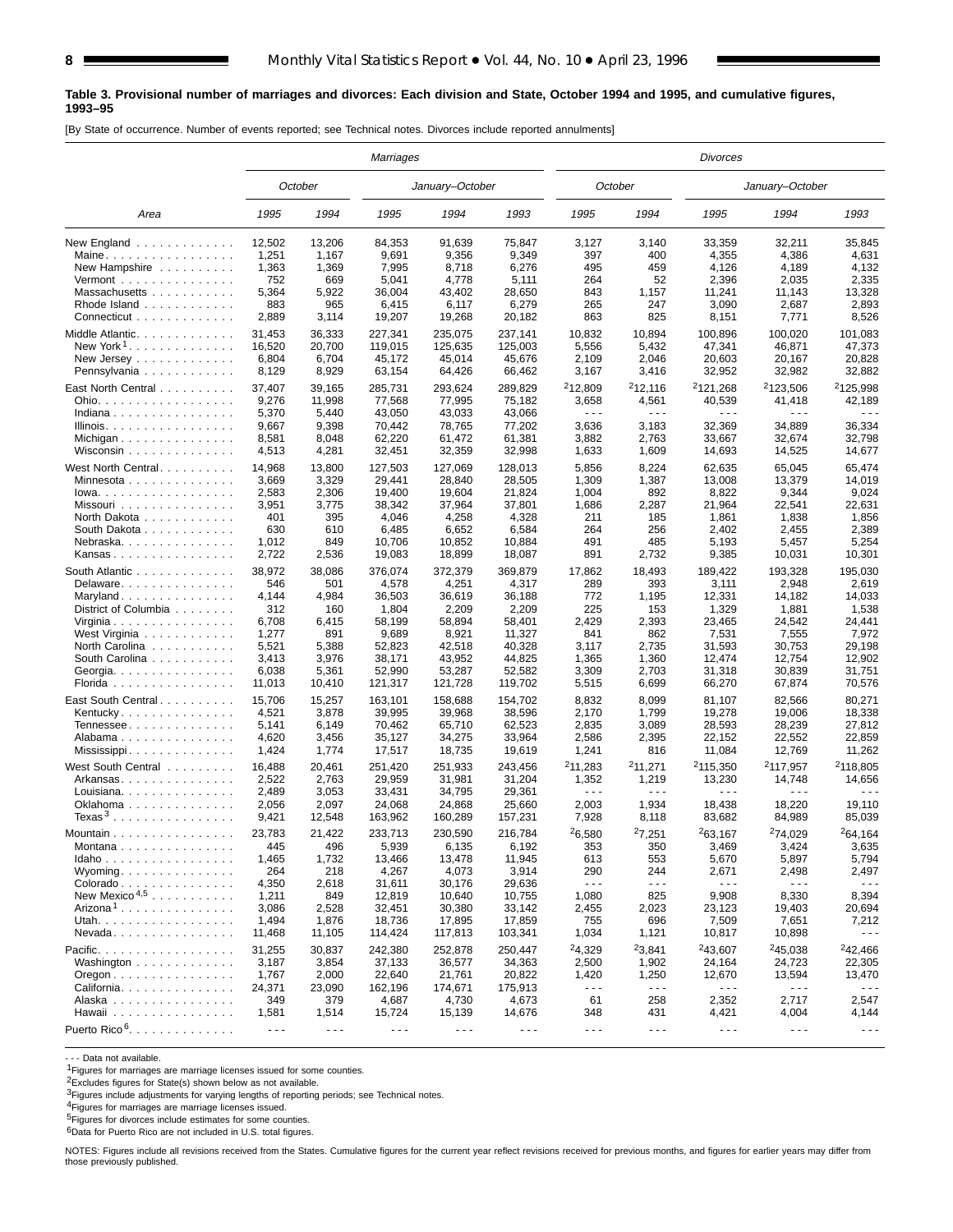**Table 3. Provisional number of marriages and divorces: Each division and State, October 1994 and 1995, and cumulative figures, 1993–95**

[By State of occurrence. Number of events reported; see Technical notes. Divorces include reported annulments]

| Area | *Marriages* | | | | | *Divorces* | | | | |
|---|---|---|---|---|---|---|---|---|---|---|
| | *October* | | *January–October* | | | *October* | | *January–October* | | |
| | 1995 | 1994 | 1995 | 1994 | 1993 | 1995 | 1994 | 1995 | 1994 | 1993 |
| New England | 12,502 | 13,206 | 84,353 | 91,639 | 75,847 | 3,127 | 3,140 | 33,359 | 32,211 | 35,845 |
| Maine | 1,251 | 1,167 | 9,691 | 9,356 | 9,349 | 397 | 400 | 4,355 | 4,386 | 4,631 |
| New Hampshire | 1,363 | 1,369 | 7,995 | 8,718 | 6,276 | 495 | 459 | 4,126 | 4,189 | 4,132 |
| Vermont | 752 | 669 | 5,041 | 4,778 | 5,111 | 264 | 52 | 2,396 | 2,035 | 2,335 |
| Massachusetts | 5,364 | 5,922 | 36,004 | 43,402 | 28,650 | 843 | 1,157 | 11,241 | 11,143 | 13,328 |
| Rhode Island | 883 | 965 | 6,415 | 6,117 | 6,279 | 265 | 247 | 3,090 | 2,687 | 2,893 |
| Connecticut | 2,889 | 3,114 | 19,207 | 19,268 | 20,182 | 863 | 825 | 8,151 | 7,771 | 8,526 |
| Middle Atlantic | 31,453 | 36,333 | 227,341 | 235,075 | 237,141 | 10,832 | 10,894 | 100,896 | 100,020 | 101,083 |
| New York[1] | 16,520 | 20,700 | 119,015 | 125,635 | 125,003 | 5,556 | 5,432 | 47,341 | 46,871 | 47,373 |
| New Jersey | 6,804 | 6,704 | 45,172 | 45,014 | 45,676 | 2,109 | 2,046 | 20,603 | 20,167 | 20,828 |
| Pennsylvania | 8,129 | 8,929 | 63,154 | 64,426 | 66,462 | 3,167 | 3,416 | 32,952 | 32,982 | 32,882 |
| East North Central | 37,407 | 39,165 | 285,731 | 293,624 | 289,829 | [2]12,809 | [2]12,116 | [2]121,268 | [2]123,506 | [2]125,998 |
| Ohio | 9,276 | 11,998 | 77,568 | 77,995 | 75,182 | 3,658 | 4,561 | 40,539 | 41,418 | 42,189 |
| Indiana | 5,370 | 5,440 | 43,050 | 43,033 | 43,066 | - - - | - - - | - - - | - - - | - - - |
| Illinois | 9,667 | 9,398 | 70,442 | 78,765 | 77,202 | 3,636 | 3,183 | 32,369 | 34,889 | 36,334 |
| Michigan | 8,581 | 8,048 | 62,220 | 61,472 | 61,381 | 3,882 | 2,763 | 33,667 | 32,674 | 32,798 |
| Wisconsin | 4,513 | 4,281 | 32,451 | 32,359 | 32,998 | 1,633 | 1,609 | 14,693 | 14,525 | 14,677 |
| West North Central | 14,968 | 13,800 | 127,503 | 127,069 | 128,013 | 5,856 | 8,224 | 62,635 | 65,045 | 65,474 |
| Minnesota | 3,669 | 3,329 | 29,441 | 28,840 | 28,505 | 1,309 | 1,387 | 13,008 | 13,379 | 14,019 |
| Iowa | 2,583 | 2,306 | 19,400 | 19,604 | 21,824 | 1,004 | 892 | 8,822 | 9,344 | 9,024 |
| Missouri | 3,951 | 3,775 | 38,342 | 37,964 | 37,801 | 1,686 | 2,287 | 21,964 | 22,541 | 22,631 |
| North Dakota | 401 | 395 | 4,046 | 4,258 | 4,328 | 211 | 185 | 1,861 | 1,838 | 1,856 |
| South Dakota | 630 | 610 | 6,485 | 6,652 | 6,584 | 264 | 256 | 2,402 | 2,455 | 2,389 |
| Nebraska | 1,012 | 849 | 10,706 | 10,852 | 10,884 | 491 | 485 | 5,193 | 5,457 | 5,254 |
| Kansas | 2,722 | 2,536 | 19,083 | 18,899 | 18,087 | 891 | 2,732 | 9,385 | 10,031 | 10,301 |
| South Atlantic | 38,972 | 38,086 | 376,074 | 372,379 | 369,879 | 17,862 | 18,493 | 189,422 | 193,328 | 195,030 |
| Delaware | 546 | 501 | 4,578 | 4,251 | 4,317 | 289 | 393 | 3,111 | 2,948 | 2,619 |
| Maryland | 4,144 | 4,984 | 36,503 | 36,619 | 36,188 | 772 | 1,195 | 12,331 | 14,182 | 14,033 |
| District of Columbia | 312 | 160 | 1,804 | 2,209 | 2,209 | 225 | 153 | 1,329 | 1,881 | 1,538 |
| Virginia | 6,708 | 6,415 | 58,199 | 58,894 | 58,401 | 2,429 | 2,393 | 23,465 | 24,542 | 24,441 |
| West Virginia | 1,277 | 891 | 9,689 | 8,921 | 11,327 | 841 | 862 | 7,531 | 7,555 | 7,972 |
| North Carolina | 5,521 | 5,388 | 52,823 | 42,518 | 40,328 | 3,117 | 2,735 | 31,593 | 30,753 | 29,198 |
| South Carolina | 3,413 | 3,976 | 38,171 | 43,952 | 44,825 | 1,365 | 1,360 | 12,474 | 12,754 | 12,902 |
| Georgia | 6,038 | 5,361 | 52,990 | 53,287 | 52,582 | 3,309 | 2,703 | 31,318 | 30,839 | 31,751 |
| Florida | 11,013 | 10,410 | 121,317 | 121,728 | 119,702 | 5,515 | 6,699 | 66,270 | 67,874 | 70,576 |
| East South Central | 15,706 | 15,257 | 163,101 | 158,688 | 154,702 | 8,832 | 8,099 | 81,107 | 82,566 | 80,271 |
| Kentucky | 4,521 | 3,878 | 39,995 | 39,968 | 38,596 | 2,170 | 1,799 | 19,278 | 19,006 | 18,338 |
| Tennessee | 5,141 | 6,149 | 70,462 | 65,710 | 62,523 | 2,835 | 3,089 | 28,593 | 28,239 | 27,812 |
| Alabama | 4,620 | 3,456 | 35,127 | 34,275 | 33,964 | 2,586 | 2,395 | 22,152 | 22,552 | 22,859 |
| Mississippi | 1,424 | 1,774 | 17,517 | 18,735 | 19,619 | 1,241 | 816 | 11,084 | 12,769 | 11,262 |
| West South Central | 16,488 | 20,461 | 251,420 | 251,933 | 243,456 | [2]11,283 | [2]11,271 | [2]115,350 | [2]117,957 | [2]118,805 |
| Arkansas | 2,522 | 2,763 | 29,959 | 31,981 | 31,204 | 1,352 | 1,219 | 13,230 | 14,748 | 14,656 |
| Louisiana | 2,489 | 3,053 | 33,431 | 34,795 | 29,361 | - - - | - - - | - - - | - - - | - - - |
| Oklahoma | 2,056 | 2,097 | 24,068 | 24,868 | 25,660 | 2,003 | 1,934 | 18,438 | 18,220 | 19,110 |
| Texas[3] | 9,421 | 12,548 | 163,962 | 160,289 | 157,231 | 7,928 | 8,118 | 83,682 | 84,989 | 85,039 |
| Mountain | 23,783 | 21,422 | 233,713 | 230,590 | 216,784 | [2]6,580 | [2]7,251 | [2]63,167 | [2]74,029 | [2]64,164 |
| Montana | 445 | 496 | 5,939 | 6,135 | 6,192 | 353 | 350 | 3,469 | 3,424 | 3,635 |
| Idaho | 1,465 | 1,732 | 13,466 | 13,478 | 11,945 | 613 | 553 | 5,670 | 5,897 | 5,794 |
| Wyoming | 264 | 218 | 4,267 | 4,073 | 3,914 | 290 | 244 | 2,671 | 2,498 | 2,497 |
| Colorado | 4,350 | 2,618 | 31,611 | 30,176 | 29,636 | - - - | - - - | - - - | - - - | - - - |
| New Mexico[4,5] | 1,211 | 849 | 12,819 | 10,640 | 10,755 | 1,080 | 825 | 9,908 | 8,330 | 8,394 |
| Arizona[1] | 3,086 | 2,528 | 32,451 | 30,380 | 33,142 | 2,455 | 2,023 | 23,123 | 19,403 | 20,694 |
| Utah | 1,494 | 1,876 | 18,736 | 17,895 | 17,859 | 755 | 696 | 7,509 | 7,651 | 7,212 |
| Nevada | 11,468 | 11,105 | 114,424 | 117,813 | 103,341 | 1,034 | 1,121 | 10,817 | 10,898 | - - - |
| Pacific | 31,255 | 30,837 | 242,380 | 252,878 | 250,447 | [2]4,329 | [2]3,841 | [2]43,607 | [2]45,038 | [2]42,466 |
| Washington | 3,187 | 3,854 | 37,133 | 36,577 | 34,363 | 2,500 | 1,902 | 24,164 | 24,723 | 22,305 |
| Oregon | 1,767 | 2,000 | 22,640 | 21,761 | 20,822 | 1,420 | 1,250 | 12,670 | 13,594 | 13,470 |
| California | 24,371 | 23,090 | 162,196 | 174,671 | 175,913 | - - - | - - - | - - - | - - - | - - - |
| Alaska | 349 | 379 | 4,687 | 4,730 | 4,673 | 61 | 258 | 2,352 | 2,717 | 2,547 |
| Hawaii | 1,581 | 1,514 | 15,724 | 15,139 | 14,676 | 348 | 431 | 4,421 | 4,004 | 4,144 |
| Puerto Rico[6] | - - - | - - - | - - - | - - - | - - - | - - - | - - - | - - - | - - - | - - - |

- - - Data not available.

[1]Figures for marriages are marriage licenses issued for some counties.

[2]Excludes figures for State(s) shown below as not available.

[3]Figures include adjustments for varying lengths of reporting periods; see Technical notes.

[4]Figures for marriages are marriage licenses issued.

[5]Figures for divorces include estimates for some counties.

[6]Data for Puerto Rico are not included in U.S. total figures.

NOTES: Figures include all revisions received from the States. Cumulative figures for the current year reflect revisions received for previous months, and figures for earlier years may differ from those previously published.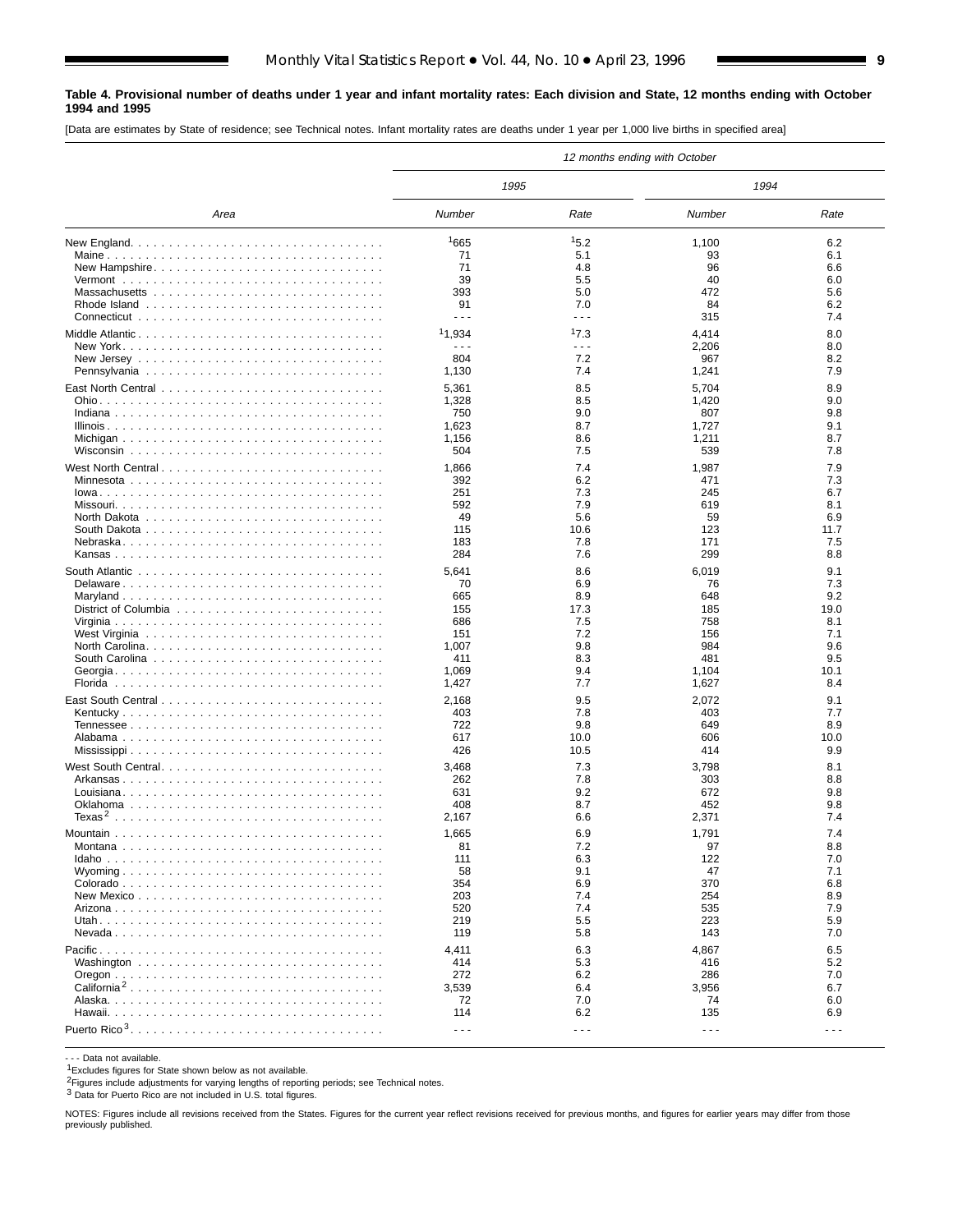**Table 4. Provisional number of deaths under 1 year and infant mortality rates: Each division and State, 12 months ending with October 1994 and 1995**

[Data are estimates by State of residence; see Technical notes. Infant mortality rates are deaths under 1 year per 1,000 live births in specified area]

| Area | 12 months ending with October | | | |
|---|---|---|---|---|
| | 1995 | | 1994 | |
| | Number | Rate | Number | Rate |
| New England | [1]665 | [1]5.2 | 1,100 | 6.2 |
| Maine | 71 | 5.1 | 93 | 6.1 |
| New Hampshire | 71 | 4.8 | 96 | 6.6 |
| Vermont | 39 | 5.5 | 40 | 6.0 |
| Massachusetts | 393 | 5.0 | 472 | 5.6 |
| Rhode Island | 91 | 7.0 | 84 | 6.2 |
| Connecticut | - - - | - - - | 315 | 7.4 |
| Middle Atlantic | [1]1,934 | [1]7.3 | 4,414 | 8.0 |
| New York | - - - | - - - | 2,206 | 8.0 |
| New Jersey | 804 | 7.2 | 967 | 8.2 |
| Pennsylvania | 1,130 | 7.4 | 1,241 | 7.9 |
| East North Central | 5,361 | 8.5 | 5,704 | 8.9 |
| Ohio | 1,328 | 8.5 | 1,420 | 9.0 |
| Indiana | 750 | 9.0 | 807 | 9.8 |
| Illinois | 1,623 | 8.7 | 1,727 | 9.1 |
| Michigan | 1,156 | 8.6 | 1,211 | 8.7 |
| Wisconsin | 504 | 7.5 | 539 | 7.8 |
| West North Central | 1,866 | 7.4 | 1,987 | 7.9 |
| Minnesota | 392 | 6.2 | 471 | 7.3 |
| Iowa | 251 | 7.3 | 245 | 6.7 |
| Missouri | 592 | 7.9 | 619 | 8.1 |
| North Dakota | 49 | 5.6 | 59 | 6.9 |
| South Dakota | 115 | 10.6 | 123 | 11.7 |
| Nebraska | 183 | 7.8 | 171 | 7.5 |
| Kansas | 284 | 7.6 | 299 | 8.8 |
| South Atlantic | 5,641 | 8.6 | 6,019 | 9.1 |
| Delaware | 70 | 6.9 | 76 | 7.3 |
| Maryland | 665 | 8.9 | 648 | 9.2 |
| District of Columbia | 155 | 17.3 | 185 | 19.0 |
| Virginia | 686 | 7.5 | 758 | 8.1 |
| West Virginia | 151 | 7.2 | 156 | 7.1 |
| North Carolina | 1,007 | 9.8 | 984 | 9.6 |
| South Carolina | 411 | 8.3 | 481 | 9.5 |
| Georgia | 1,069 | 9.4 | 1,104 | 10.1 |
| Florida | 1,427 | 7.7 | 1,627 | 8.4 |
| East South Central | 2,168 | 9.5 | 2,072 | 9.1 |
| Kentucky | 403 | 7.8 | 403 | 7.7 |
| Tennessee | 722 | 9.8 | 649 | 8.9 |
| Alabama | 617 | 10.0 | 606 | 10.0 |
| Mississippi | 426 | 10.5 | 414 | 9.9 |
| West South Central | 3,468 | 7.3 | 3,798 | 8.1 |
| Arkansas | 262 | 7.8 | 303 | 8.8 |
| Louisiana | 631 | 9.2 | 672 | 9.8 |
| Oklahoma | 408 | 8.7 | 452 | 9.8 |
| Texas[2] | 2,167 | 6.6 | 2,371 | 7.4 |
| Mountain | 1,665 | 6.9 | 1,791 | 7.4 |
| Montana | 81 | 7.2 | 97 | 8.8 |
| Idaho | 111 | 6.3 | 122 | 7.0 |
| Wyoming | 58 | 9.1 | 47 | 7.1 |
| Colorado | 354 | 6.9 | 370 | 6.8 |
| New Mexico | 203 | 7.4 | 254 | 8.9 |
| Arizona | 520 | 7.4 | 535 | 7.9 |
| Utah | 219 | 5.5 | 223 | 5.9 |
| Nevada | 119 | 5.8 | 143 | 7.0 |
| Pacific | 4,411 | 6.3 | 4,867 | 6.5 |
| Washington | 414 | 5.3 | 416 | 5.2 |
| Oregon | 272 | 6.2 | 286 | 7.0 |
| California[2] | 3,539 | 6.4 | 3,956 | 6.7 |
| Alaska | 72 | 7.0 | 74 | 6.0 |
| Hawaii | 114 | 6.2 | 135 | 6.9 |
| Puerto Rico[3] | - - - | - - - | - - - | - - - |

- - - Data not available.

[1]Excludes figures for State shown below as not available.

[2]Figures include adjustments for varying lengths of reporting periods; see Technical notes.

[3] Data for Puerto Rico are not included in U.S. total figures.

NOTES: Figures include all revisions received from the States. Figures for the current year reflect revisions received for previous months, and figures for earlier years may differ from those previously published.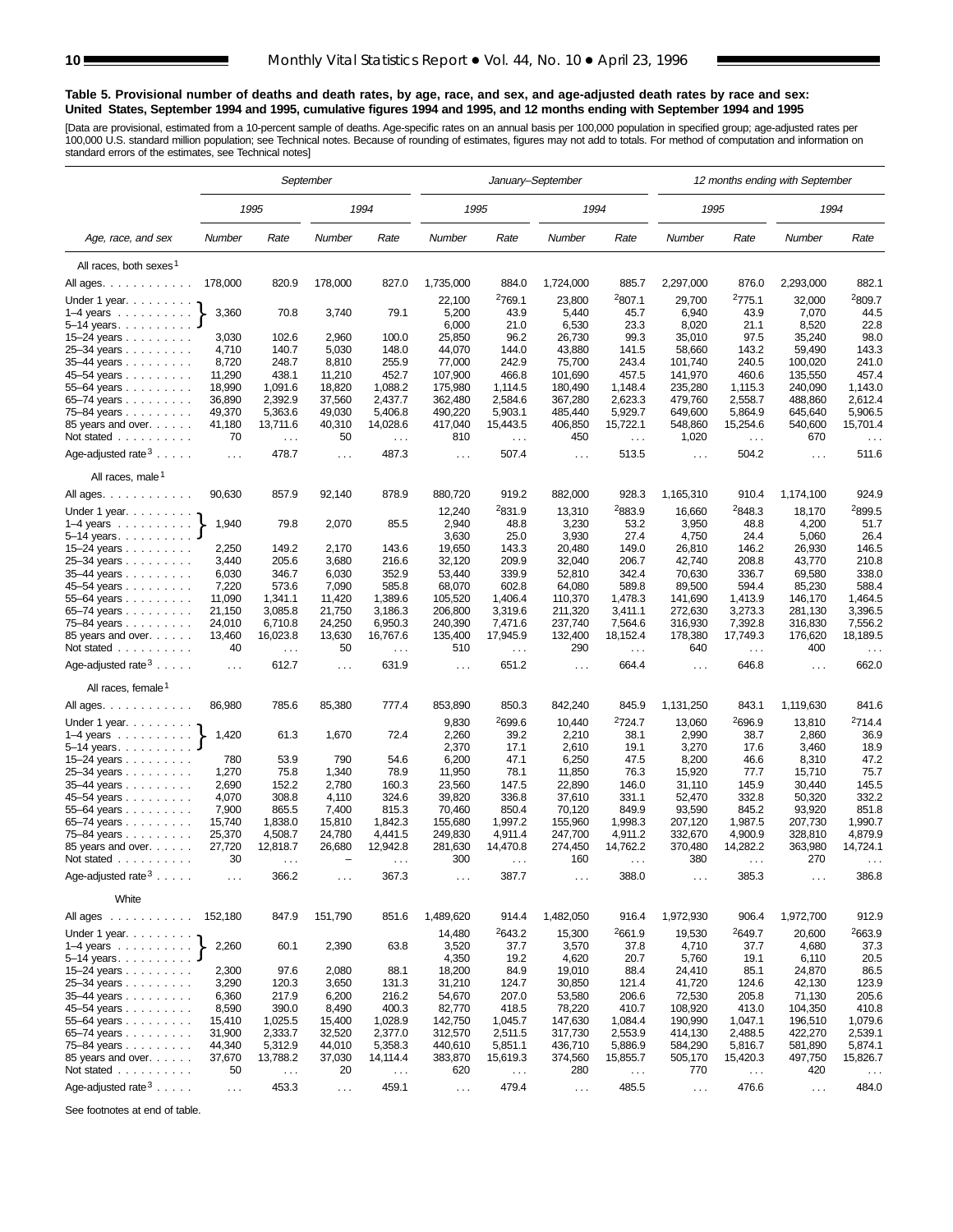**Table 5. Provisional number of deaths and death rates, by age, race, and sex, and age-adjusted death rates by race and sex: United States, September 1994 and 1995, cumulative figures 1994 and 1995, and 12 months ending with September 1994 and 1995**

[Data are provisional, estimated from a 10-percent sample of deaths. Age-specific rates on an annual basis per 100,000 population in specified group; age-adjusted rates per 100,000 U.S. standard million population; see Technical notes. Because of rounding of estimates, figures may not add to totals. For method of computation and information on standard errors of the estimates, see Technical notes]

| Age, race, and sex | September | | | | January–September | | | | 12 months ending with September | | | |
|---|---|---|---|---|---|---|---|---|---|---|---|---|
| | 1995 | | 1994 | | 1995 | | 1994 | | 1995 | | 1994 | |
| | Number | Rate | Number | Rate | Number | Rate | Number | Rate | Number | Rate | Number | Rate |
| **All races, both sexes[1]** | | | | | | | | | | | | |
| All ages | 178,000 | 820.9 | 178,000 | 827.0 | 1,735,000 | 884.0 | 1,724,000 | 885.7 | 2,297,000 | 876.0 | 2,293,000 | 882.1 |
| Under 1 year | 3,360 | 70.8 | 3,740 | 79.1 | 22,100 | [2]769.1 | 23,800 | [2]807.1 | 29,700 | [2]775.1 | 32,000 | [2]809.7 |
| 1–4 years | | | | | 5,200 | 43.9 | 5,440 | 45.7 | 6,940 | 43.9 | 7,070 | 44.5 |
| 5–14 years | | | | | 6,000 | 21.0 | 6,530 | 23.3 | 8,020 | 21.1 | 8,520 | 22.8 |
| 15–24 years | 3,030 | 102.6 | 2,960 | 100.0 | 25,850 | 96.2 | 26,730 | 99.3 | 35,010 | 97.5 | 35,240 | 98.0 |
| 25–34 years | 4,710 | 140.7 | 5,030 | 148.0 | 44,070 | 144.0 | 43,880 | 141.5 | 58,660 | 143.2 | 59,490 | 143.3 |
| 35–44 years | 8,720 | 248.7 | 8,810 | 255.9 | 77,000 | 242.9 | 75,700 | 243.4 | 101,740 | 240.5 | 100,020 | 241.0 |
| 45–54 years | 11,290 | 438.1 | 11,210 | 452.7 | 107,900 | 466.8 | 101,690 | 457.5 | 141,970 | 460.6 | 135,550 | 457.4 |
| 55–64 years | 18,990 | 1,091.6 | 18,820 | 1,088.2 | 175,980 | 1,114.5 | 180,490 | 1,148.4 | 235,280 | 1,115.3 | 240,090 | 1,143.0 |
| 65–74 years | 36,890 | 2,392.9 | 37,560 | 2,437.7 | 362,480 | 2,584.6 | 367,280 | 2,623.3 | 479,760 | 2,558.7 | 488,860 | 2,612.4 |
| 75–84 years | 49,370 | 5,363.6 | 49,030 | 5,406.8 | 490,220 | 5,903.1 | 485,440 | 5,929.7 | 649,600 | 5,864.9 | 645,640 | 5,906.5 |
| 85 years and over | 41,180 | 13,711.6 | 40,310 | 14,028.6 | 417,040 | 15,443.5 | 406,850 | 15,722.1 | 548,860 | 15,254.6 | 540,600 | 15,701.4 |
| Not stated | 70 | . . . | 50 | . . . | 810 | . . . | 450 | . . . | 1,020 | . . . | 670 | . . . |
| Age-adjusted rate[3] | . . . | 478.7 | . . . | 487.3 | . . . | 507.4 | . . . | 513.5 | . . . | 504.2 | . . . | 511.6 |
| **All races, male[1]** | | | | | | | | | | | | |
| All ages | 90,630 | 857.9 | 92,140 | 878.9 | 880,720 | 919.2 | 882,000 | 928.3 | 1,165,310 | 910.4 | 1,174,100 | 924.9 |
| Under 1 year | 1,940 | 79.8 | 2,070 | 85.5 | 12,240 | [2]831.9 | 13,310 | [2]883.9 | 16,660 | [2]848.3 | 18,170 | [2]899.5 |
| 1–4 years | | | | | 2,940 | 48.8 | 3,230 | 53.2 | 3,950 | 48.8 | 4,200 | 51.7 |
| 5–14 years | | | | | 3,630 | 25.0 | 3,930 | 27.4 | 4,750 | 24.4 | 5,060 | 26.4 |
| 15–24 years | 2,250 | 149.2 | 2,170 | 143.6 | 19,650 | 143.3 | 20,480 | 149.0 | 26,810 | 146.2 | 26,930 | 146.5 |
| 25–34 years | 3,440 | 205.6 | 3,680 | 216.6 | 32,120 | 209.9 | 32,040 | 206.7 | 42,740 | 208.8 | 43,770 | 210.8 |
| 35–44 years | 6,030 | 346.7 | 6,030 | 352.9 | 53,440 | 339.9 | 52,810 | 342.4 | 70,630 | 336.7 | 69,580 | 338.0 |
| 45–54 years | 7,220 | 573.6 | 7,090 | 585.8 | 68,070 | 602.8 | 64,080 | 589.8 | 89,500 | 594.4 | 85,230 | 588.4 |
| 55–64 years | 11,090 | 1,341.1 | 11,420 | 1,389.6 | 105,520 | 1,406.4 | 110,370 | 1,478.3 | 141,690 | 1,413.9 | 146,170 | 1,464.5 |
| 65–74 years | 21,150 | 3,085.8 | 21,750 | 3,186.3 | 206,800 | 3,319.6 | 211,320 | 3,411.1 | 272,630 | 3,273.3 | 281,130 | 3,396.5 |
| 75–84 years | 24,010 | 6,710.8 | 24,250 | 6,950.3 | 240,390 | 7,471.6 | 237,740 | 7,564.6 | 316,930 | 7,392.8 | 316,830 | 7,556.2 |
| 85 years and over | 13,460 | 16,023.8 | 13,630 | 16,767.6 | 135,400 | 17,945.9 | 132,400 | 18,152.4 | 178,380 | 17,749.3 | 176,620 | 18,189.5 |
| Not stated | 40 | . . . | 50 | . . . | 510 | . . . | 290 | . . . | 640 | . . . | 400 | . . . |
| Age-adjusted rate[3] | . . . | 612.7 | . . . | 631.9 | . . . | 651.2 | . . . | 664.4 | . . . | 646.8 | . . . | 662.0 |
| **All races, female[1]** | | | | | | | | | | | | |
| All ages | 86,980 | 785.6 | 85,380 | 777.4 | 853,890 | 850.3 | 842,240 | 845.9 | 1,131,250 | 843.1 | 1,119,630 | 841.6 |
| Under 1 year | 1,420 | 61.3 | 1,670 | 72.4 | 9,830 | [2]699.6 | 10,440 | [2]724.7 | 13,060 | [2]696.9 | 13,810 | [2]714.4 |
| 1–4 years | | | | | 2,260 | 39.2 | 2,210 | 38.1 | 2,990 | 38.7 | 2,860 | 36.9 |
| 5–14 years | | | | | 2,370 | 17.1 | 2,610 | 19.1 | 3,270 | 17.6 | 3,460 | 18.9 |
| 15–24 years | 780 | 53.9 | 790 | 54.6 | 6,200 | 47.1 | 6,250 | 47.5 | 8,200 | 46.6 | 8,310 | 47.2 |
| 25–34 years | 1,270 | 75.8 | 1,340 | 78.9 | 11,950 | 78.1 | 11,850 | 76.3 | 15,920 | 77.7 | 15,710 | 75.7 |
| 35–44 years | 2,690 | 152.2 | 2,780 | 160.3 | 23,560 | 147.5 | 22,890 | 146.0 | 31,110 | 145.9 | 30,440 | 145.5 |
| 45–54 years | 4,070 | 308.8 | 4,110 | 324.6 | 39,820 | 336.8 | 37,610 | 331.1 | 52,470 | 332.8 | 50,320 | 332.2 |
| 55–64 years | 7,900 | 865.5 | 7,400 | 815.3 | 70,460 | 850.4 | 70,120 | 849.9 | 93,590 | 845.2 | 93,920 | 851.8 |
| 65–74 years | 15,740 | 1,838.0 | 15,810 | 1,842.3 | 155,680 | 1,997.2 | 155,960 | 1,998.3 | 207,120 | 1,987.5 | 207,730 | 1,990.7 |
| 75–84 years | 25,370 | 4,508.7 | 24,780 | 4,441.5 | 249,830 | 4,911.4 | 247,700 | 4,911.2 | 332,670 | 4,900.9 | 328,810 | 4,879.9 |
| 85 years and over | 27,720 | 12,818.7 | 26,680 | 12,942.8 | 281,630 | 14,470.8 | 274,450 | 14,762.2 | 370,480 | 14,282.2 | 363,980 | 14,724.1 |
| Not stated | 30 | . . . | – | . . . | 300 | . . . | 160 | . . . | 380 | . . . | 270 | . . . |
| Age-adjusted rate[3] | . . . | 366.2 | . . . | 367.3 | . . . | 387.7 | . . . | 388.0 | . . . | 385.3 | . . . | 386.8 |
| **White** | | | | | | | | | | | | |
| All ages | 152,180 | 847.9 | 151,790 | 851.6 | 1,489,620 | 914.4 | 1,482,050 | 916.4 | 1,972,930 | 906.4 | 1,972,700 | 912.9 |
| Under 1 year | 2,260 | 60.1 | 2,390 | 63.8 | 14,480 | [2]643.2 | 15,300 | [2]661.9 | 19,530 | [2]649.7 | 20,600 | [2]663.9 |
| 1–4 years | | | | | 3,520 | 37.7 | 3,570 | 37.8 | 4,710 | 37.7 | 4,680 | 37.3 |
| 5–14 years | | | | | 4,350 | 19.2 | 4,620 | 20.7 | 5,760 | 19.1 | 6,110 | 20.5 |
| 15–24 years | 2,300 | 97.6 | 2,080 | 88.1 | 18,200 | 84.9 | 19,010 | 88.4 | 24,410 | 85.1 | 24,870 | 86.5 |
| 25–34 years | 3,290 | 120.3 | 3,650 | 131.3 | 31,210 | 124.7 | 30,850 | 121.4 | 41,720 | 124.6 | 42,130 | 123.9 |
| 35–44 years | 6,360 | 217.9 | 6,200 | 216.2 | 54,670 | 207.0 | 53,580 | 206.6 | 72,530 | 205.8 | 71,130 | 205.6 |
| 45–54 years | 8,590 | 390.0 | 8,490 | 400.3 | 82,770 | 418.5 | 78,220 | 410.7 | 108,920 | 413.0 | 104,350 | 410.8 |
| 55–64 years | 15,410 | 1,025.5 | 15,400 | 1,028.9 | 142,750 | 1,045.7 | 147,630 | 1,084.4 | 190,990 | 1,047.1 | 196,510 | 1,079.6 |
| 65–74 years | 31,900 | 2,333.7 | 32,520 | 2,377.0 | 312,570 | 2,511.5 | 317,730 | 2,553.9 | 414,130 | 2,488.5 | 422,270 | 2,539.1 |
| 75–84 years | 44,340 | 5,312.9 | 44,010 | 5,358.3 | 440,610 | 5,851.1 | 436,710 | 5,886.9 | 584,290 | 5,816.7 | 581,890 | 5,874.1 |
| 85 years and over | 37,670 | 13,788.2 | 37,030 | 14,114.4 | 383,870 | 15,619.3 | 374,560 | 15,855.7 | 505,170 | 15,420.3 | 497,750 | 15,826.7 |
| Not stated | 50 | . . . | 20 | . . . | 620 | . . . | 280 | . . . | 770 | . . . | 420 | . . . |
| Age-adjusted rate[3] | . . . | 453.3 | . . . | 459.1 | . . . | 479.4 | . . . | 485.5 | . . . | 476.6 | . . . | 484.0 |

Note: For September, the figures shown on the "Under 1 year" rows are for ages under 1 year through 14 years combined (bracketed in the original).

See footnotes at end of table.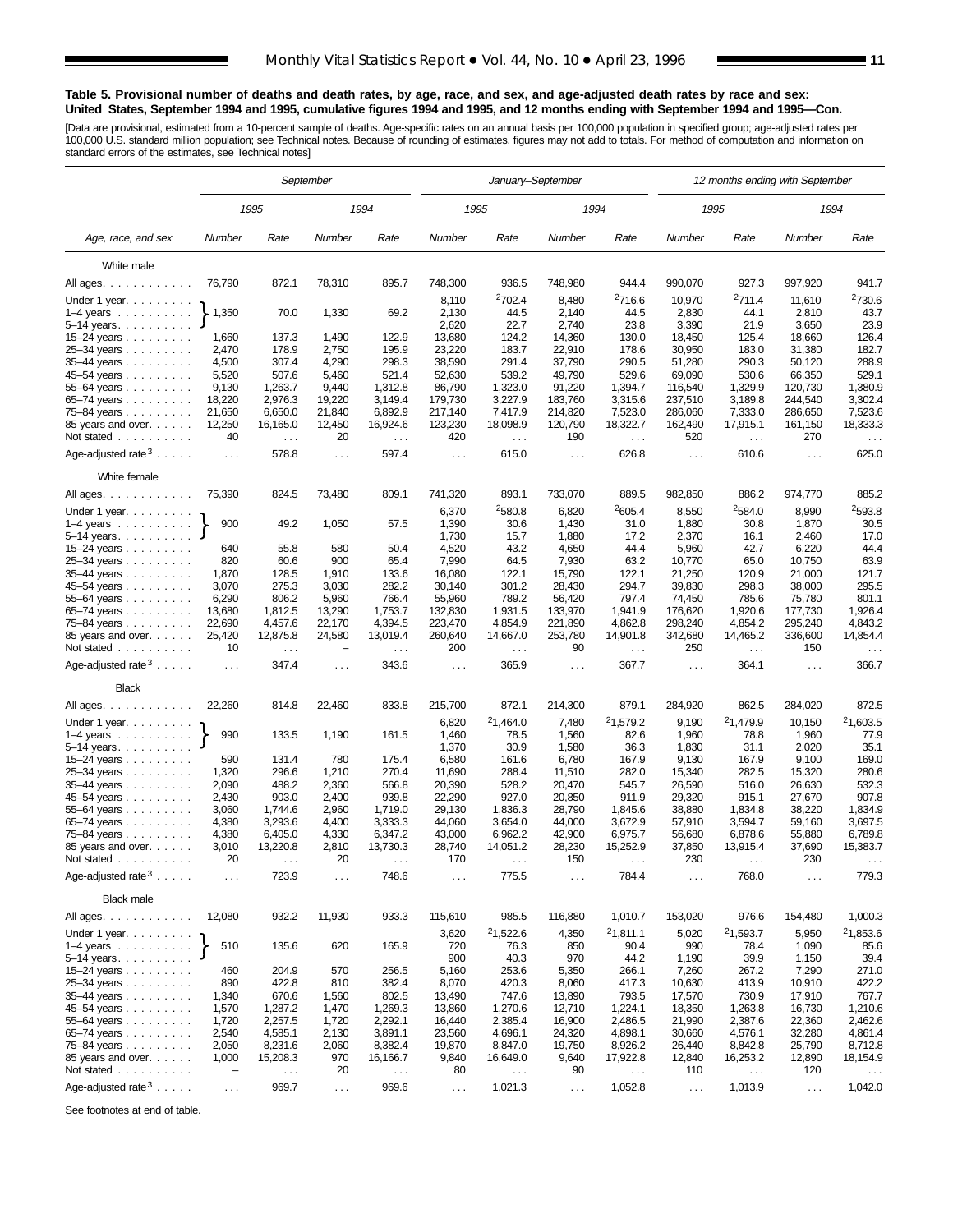**Table 5. Provisional number of deaths and death rates, by age, race, and sex, and age-adjusted death rates by race and sex: United States, September 1994 and 1995, cumulative figures 1994 and 1995, and 12 months ending with September 1994 and 1995—Con.**

[Data are provisional, estimated from a 10-percent sample of deaths. Age-specific rates on an annual basis per 100,000 population in specified group; age-adjusted rates per 100,000 U.S. standard million population; see Technical notes. Because of rounding of estimates, figures may not add to totals. For method of computation and information on standard errors of the estimates, see Technical notes]

| Age, race, and sex | September | | | | January–September | | | | 12 months ending with September | | | |
|---|---|---|---|---|---|---|---|---|---|---|---|---|
| | 1995 | | 1994 | | 1995 | | 1994 | | 1995 | | 1994 | |
| | Number | Rate | Number | Rate | Number | Rate | Number | Rate | Number | Rate | Number | Rate |
| **White male** | | | | | | | | | | | | |
| All ages | 76,790 | 872.1 | 78,310 | 895.7 | 748,300 | 936.5 | 748,980 | 944.4 | 990,070 | 927.3 | 997,920 | 941.7 |
| Under 1 year | 1,350 | 70.0 | 1,330 | 69.2 | 8,110 | [2]702.4 | 8,480 | [2]716.6 | 10,970 | [2]711.4 | 11,610 | [2]730.6 |
| 1–4 years | | | | | 2,130 | 44.5 | 2,140 | 44.5 | 2,830 | 44.1 | 2,810 | 43.7 |
| 5–14 years | | | | | 2,620 | 22.7 | 2,740 | 23.8 | 3,390 | 21.9 | 3,650 | 23.9 |
| 15–24 years | 1,660 | 137.3 | 1,490 | 122.9 | 13,680 | 124.2 | 14,360 | 130.0 | 18,450 | 125.4 | 18,660 | 126.4 |
| 25–34 years | 2,470 | 178.9 | 2,750 | 195.9 | 23,220 | 183.7 | 22,910 | 178.6 | 30,950 | 183.0 | 31,380 | 182.7 |
| 35–44 years | 4,500 | 307.4 | 4,290 | 298.3 | 38,590 | 291.4 | 37,790 | 290.5 | 51,280 | 290.3 | 50,120 | 288.9 |
| 45–54 years | 5,520 | 507.6 | 5,460 | 521.4 | 52,630 | 539.2 | 49,790 | 529.6 | 69,090 | 530.6 | 66,350 | 529.1 |
| 55–64 years | 9,130 | 1,263.7 | 9,440 | 1,312.8 | 86,790 | 1,323.0 | 91,220 | 1,394.7 | 116,540 | 1,329.9 | 120,730 | 1,380.9 |
| 65–74 years | 18,220 | 2,976.3 | 19,220 | 3,149.4 | 179,730 | 3,227.9 | 183,760 | 3,315.6 | 237,510 | 3,189.8 | 244,540 | 3,302.4 |
| 75–84 years | 21,650 | 6,650.0 | 21,840 | 6,892.9 | 217,140 | 7,417.9 | 214,820 | 7,523.0 | 286,060 | 7,333.0 | 286,650 | 7,523.6 |
| 85 years and over | 12,250 | 16,165.0 | 12,450 | 16,924.6 | 123,230 | 18,098.9 | 120,790 | 18,322.7 | 162,490 | 17,915.1 | 161,150 | 18,333.3 |
| Not stated | 40 | . . . | 20 | . . . | 420 | . . . | 190 | . . . | 520 | . . . | 270 | . . . |
| Age-adjusted rate[3] | . . . | 578.8 | . . . | 597.4 | . . . | 615.0 | . . . | 626.8 | . . . | 610.6 | . . . | 625.0 |
| **White female** | | | | | | | | | | | | |
| All ages | 75,390 | 824.5 | 73,480 | 809.1 | 741,320 | 893.1 | 733,070 | 889.5 | 982,850 | 886.2 | 974,770 | 885.2 |
| Under 1 year | 900 | 49.2 | 1,050 | 57.5 | 6,370 | [2]580.8 | 6,820 | [2]605.4 | 8,550 | [2]584.0 | 8,990 | [2]593.8 |
| 1–4 years | | | | | 1,390 | 30.6 | 1,430 | 31.0 | 1,880 | 30.8 | 1,870 | 30.5 |
| 5–14 years | | | | | 1,730 | 15.7 | 1,880 | 17.2 | 2,370 | 16.1 | 2,460 | 17.0 |
| 15–24 years | 640 | 55.8 | 580 | 50.4 | 4,520 | 43.2 | 4,650 | 44.4 | 5,960 | 42.7 | 6,220 | 44.4 |
| 25–34 years | 820 | 60.6 | 900 | 65.4 | 7,990 | 64.5 | 7,930 | 63.2 | 10,770 | 65.0 | 10,750 | 63.9 |
| 35–44 years | 1,870 | 128.5 | 1,910 | 133.6 | 16,080 | 122.1 | 15,790 | 122.1 | 21,250 | 120.9 | 21,000 | 121.7 |
| 45–54 years | 3,070 | 275.3 | 3,030 | 282.2 | 30,140 | 301.2 | 28,430 | 294.7 | 39,830 | 298.3 | 38,000 | 295.5 |
| 55–64 years | 6,290 | 806.2 | 5,960 | 766.4 | 55,960 | 789.2 | 56,420 | 797.4 | 74,450 | 785.6 | 75,780 | 801.1 |
| 65–74 years | 13,680 | 1,812.5 | 13,290 | 1,753.7 | 132,830 | 1,931.5 | 133,970 | 1,941.9 | 176,620 | 1,920.6 | 177,730 | 1,926.4 |
| 75–84 years | 22,690 | 4,457.6 | 22,170 | 4,394.5 | 223,470 | 4,854.9 | 221,890 | 4,862.8 | 298,240 | 4,854.2 | 295,240 | 4,843.2 |
| 85 years and over | 25,420 | 12,875.8 | 24,580 | 13,019.4 | 260,640 | 14,667.0 | 253,780 | 14,901.8 | 342,680 | 14,465.2 | 336,600 | 14,854.4 |
| Not stated | 10 | . . . | – | . . . | 200 | . . . | 90 | . . . | 250 | . . . | 150 | . . . |
| Age-adjusted rate[3] | . . . | 347.4 | . . . | 343.6 | . . . | 365.9 | . . . | 367.7 | . . . | 364.1 | . . . | 366.7 |
| **Black** | | | | | | | | | | | | |
| All ages | 22,260 | 814.8 | 22,460 | 833.8 | 215,700 | 872.1 | 214,300 | 879.1 | 284,920 | 862.5 | 284,020 | 872.5 |
| Under 1 year | 990 | 133.5 | 1,190 | 161.5 | 6,820 | [2]1,464.0 | 7,480 | [2]1,579.2 | 9,190 | [2]1,479.9 | 10,150 | [2]1,603.5 |
| 1–4 years | | | | | 1,460 | 78.5 | 1,560 | 82.6 | 1,960 | 78.8 | 1,960 | 77.9 |
| 5–14 years | | | | | 1,370 | 30.9 | 1,580 | 36.3 | 1,830 | 31.1 | 2,020 | 35.1 |
| 15–24 years | 590 | 131.4 | 780 | 175.4 | 6,580 | 161.6 | 6,780 | 167.9 | 9,130 | 167.9 | 9,100 | 169.0 |
| 25–34 years | 1,320 | 296.6 | 1,210 | 270.4 | 11,690 | 288.4 | 11,510 | 282.0 | 15,340 | 282.5 | 15,320 | 280.6 |
| 35–44 years | 2,090 | 488.2 | 2,360 | 566.8 | 20,390 | 528.2 | 20,470 | 545.7 | 26,590 | 516.0 | 26,630 | 532.3 |
| 45–54 years | 2,430 | 903.0 | 2,400 | 939.8 | 22,290 | 927.0 | 20,850 | 911.9 | 29,320 | 915.1 | 27,670 | 907.8 |
| 55–64 years | 3,060 | 1,744.6 | 2,960 | 1,719.0 | 29,130 | 1,836.3 | 28,790 | 1,845.6 | 38,880 | 1,834.8 | 38,220 | 1,834.9 |
| 65–74 years | 4,380 | 3,293.6 | 4,400 | 3,333.3 | 44,060 | 3,654.0 | 44,000 | 3,672.9 | 57,910 | 3,594.7 | 59,160 | 3,697.5 |
| 75–84 years | 4,380 | 6,405.0 | 4,330 | 6,347.2 | 43,000 | 6,962.2 | 42,900 | 6,975.7 | 56,680 | 6,878.6 | 55,880 | 6,789.8 |
| 85 years and over | 3,010 | 13,220.8 | 2,810 | 13,730.3 | 28,740 | 14,051.2 | 28,230 | 15,252.9 | 37,850 | 13,915.4 | 37,690 | 15,383.7 |
| Not stated | 20 | . . . | 20 | . . . | 170 | . . . | 150 | . . . | 230 | . . . | 230 | . . . |
| Age-adjusted rate[3] | . . . | 723.9 | . . . | 748.6 | . . . | 775.5 | . . . | 784.4 | . . . | 768.0 | . . . | 779.3 |
| **Black male** | | | | | | | | | | | | |
| All ages | 12,080 | 932.2 | 11,930 | 933.3 | 115,610 | 985.5 | 116,880 | 1,010.7 | 153,020 | 976.6 | 154,480 | 1,000.3 |
| Under 1 year | 510 | 135.6 | 620 | 165.9 | 3,620 | [2]1,522.6 | 4,350 | [2]1,811.1 | 5,020 | [2]1,593.7 | 5,950 | [2]1,853.6 |
| 1–4 years | | | | | 720 | 76.3 | 850 | 90.4 | 990 | 78.4 | 1,090 | 85.6 |
| 5–14 years | | | | | 900 | 40.3 | 970 | 44.2 | 1,190 | 39.9 | 1,150 | 39.4 |
| 15–24 years | 460 | 204.9 | 570 | 256.5 | 5,160 | 253.6 | 5,350 | 266.1 | 7,260 | 267.2 | 7,290 | 271.0 |
| 25–34 years | 890 | 422.8 | 810 | 382.4 | 8,070 | 420.3 | 8,060 | 417.3 | 10,630 | 413.9 | 10,910 | 422.2 |
| 35–44 years | 1,340 | 670.6 | 1,560 | 802.5 | 13,490 | 747.6 | 13,890 | 793.5 | 17,570 | 730.9 | 17,910 | 767.7 |
| 45–54 years | 1,570 | 1,287.2 | 1,470 | 1,269.3 | 13,860 | 1,270.6 | 12,710 | 1,224.1 | 18,350 | 1,263.8 | 16,730 | 1,210.6 |
| 55–64 years | 1,720 | 2,257.5 | 1,720 | 2,292.1 | 16,440 | 2,385.4 | 16,900 | 2,486.5 | 21,990 | 2,387.6 | 22,360 | 2,462.6 |
| 65–74 years | 2,540 | 4,585.1 | 2,130 | 3,891.1 | 23,560 | 4,696.1 | 24,320 | 4,898.1 | 30,660 | 4,576.1 | 32,280 | 4,861.4 |
| 75–84 years | 2,050 | 8,231.6 | 2,060 | 8,382.4 | 19,870 | 8,847.0 | 19,750 | 8,926.2 | 26,440 | 8,842.8 | 25,790 | 8,712.8 |
| 85 years and over | 1,000 | 15,208.3 | 970 | 16,166.7 | 9,840 | 16,649.0 | 9,640 | 17,922.8 | 12,840 | 16,253.2 | 12,890 | 18,154.9 |
| Not stated | – | . . . | 20 | . . . | 80 | . . . | 90 | . . . | 110 | . . . | 120 | . . . |
| Age-adjusted rate[3] | . . . | 969.7 | . . . | 969.6 | . . . | 1,021.3 | . . . | 1,052.8 | . . . | 1,013.9 | . . . | 1,042.0 |

Note: For September, the figures shown on the "Under 1 year" rows are combined totals for ages under 1 year, 1–4 years, and 5–14 years (bracketed in the source).

See footnotes at end of table.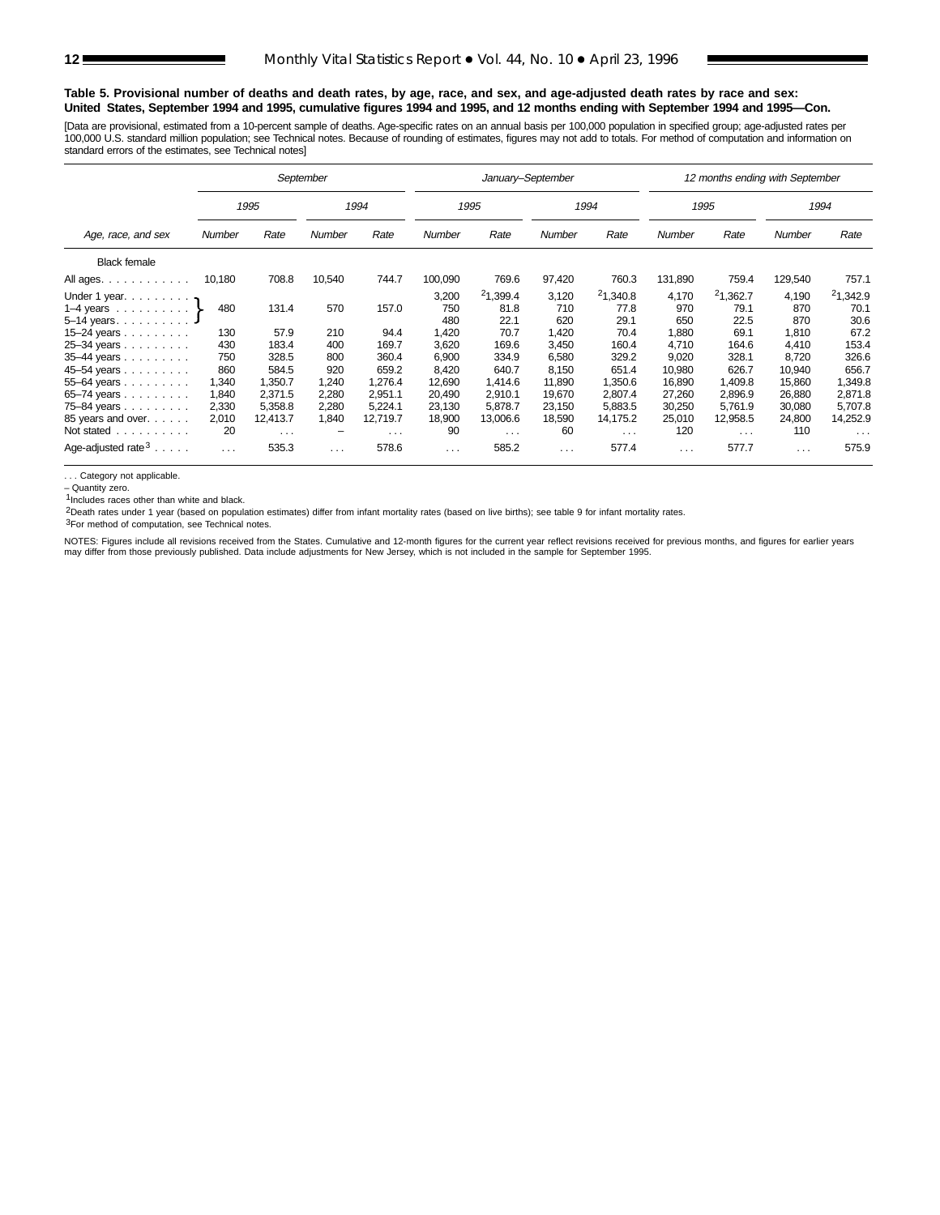**Table 5. Provisional number of deaths and death rates, by age, race, and sex, and age-adjusted death rates by race and sex: United States, September 1994 and 1995, cumulative figures 1994 and 1995, and 12 months ending with September 1994 and 1995—Con.**

[Data are provisional, estimated from a 10-percent sample of deaths. Age-specific rates on an annual basis per 100,000 population in specified group; age-adjusted rates per 100,000 U.S. standard million population; see Technical notes. Because of rounding of estimates, figures may not add to totals. For method of computation and information on standard errors of the estimates, see Technical notes]

| Age, race, and sex | September | | | | January–September | | | | 12 months ending with September | | | |
|---|---|---|---|---|---|---|---|---|---|---|---|---|
| | 1995 | | 1994 | | 1995 | | 1994 | | 1995 | | 1994 | |
| | Number | Rate | Number | Rate | Number | Rate | Number | Rate | Number | Rate | Number | Rate |
| **Black female** | | | | | | | | | | | | |
| All ages | 10,180 | 708.8 | 10,540 | 744.7 | 100,090 | 769.6 | 97,420 | 760.3 | 131,890 | 759.4 | 129,540 | 757.1 |
| Under 1 year | 480 | 131.4 | 570 | 157.0 | 3,200 | [2]1,399.4 | 3,120 | [2]1,340.8 | 4,170 | [2]1,362.7 | 4,190 | [2]1,342.9 |
| 1–4 years | | | | | 750 | 81.8 | 710 | 77.8 | 970 | 79.1 | 870 | 70.1 |
| 5–14 years | | | | | 480 | 22.1 | 620 | 29.1 | 650 | 22.5 | 870 | 30.6 |
| 15–24 years | 130 | 57.9 | 210 | 94.4 | 1,420 | 70.7 | 1,420 | 70.4 | 1,880 | 69.1 | 1,810 | 67.2 |
| 25–34 years | 430 | 183.4 | 400 | 169.7 | 3,620 | 169.6 | 3,450 | 160.4 | 4,710 | 164.6 | 4,410 | 153.4 |
| 35–44 years | 750 | 328.5 | 800 | 360.4 | 6,900 | 334.9 | 6,580 | 329.2 | 9,020 | 328.1 | 8,720 | 326.6 |
| 45–54 years | 860 | 584.5 | 920 | 659.2 | 8,420 | 640.7 | 8,150 | 651.4 | 10,980 | 626.7 | 10,940 | 656.7 |
| 55–64 years | 1,340 | 1,350.7 | 1,240 | 1,276.4 | 12,690 | 1,414.6 | 11,890 | 1,350.6 | 16,890 | 1,409.8 | 15,860 | 1,349.8 |
| 65–74 years | 1,840 | 2,371.5 | 2,280 | 2,951.1 | 20,490 | 2,910.1 | 19,670 | 2,807.4 | 27,260 | 2,896.9 | 26,880 | 2,871.8 |
| 75–84 years | 2,330 | 5,358.8 | 2,280 | 5,224.1 | 23,130 | 5,878.7 | 23,150 | 5,883.5 | 30,250 | 5,761.9 | 30,080 | 5,707.8 |
| 85 years and over | 2,010 | 12,413.7 | 1,840 | 12,719.7 | 18,900 | 13,006.6 | 18,590 | 14,175.2 | 25,010 | 12,958.5 | 24,800 | 14,252.9 |
| Not stated | 20 | . . . | – | . . . | 90 | . . . | 60 | . . . | 120 | . . . | 110 | . . . |
| Age-adjusted rate[3] | . . . | 535.3 | . . . | 578.6 | . . . | 585.2 | . . . | 577.4 | . . . | 577.7 | . . . | 575.9 |

Note: September figures for "Under 1 year", "1–4 years", and "5–14 years" are combined (bracketed) in the source: 480 deaths, rate 131.4 (1995); 570 deaths, rate 157.0 (1994).

. . . Category not applicable.

– Quantity zero.

[1]Includes races other than white and black.

[2]Death rates under 1 year (based on population estimates) differ from infant mortality rates (based on live births); see table 9 for infant mortality rates.

[3]For method of computation, see Technical notes.

NOTES: Figures include all revisions received from the States. Cumulative and 12-month figures for the current year reflect revisions received for previous months, and figures for earlier years may differ from those previously published. Data include adjustments for New Jersey, which is not included in the sample for September 1995.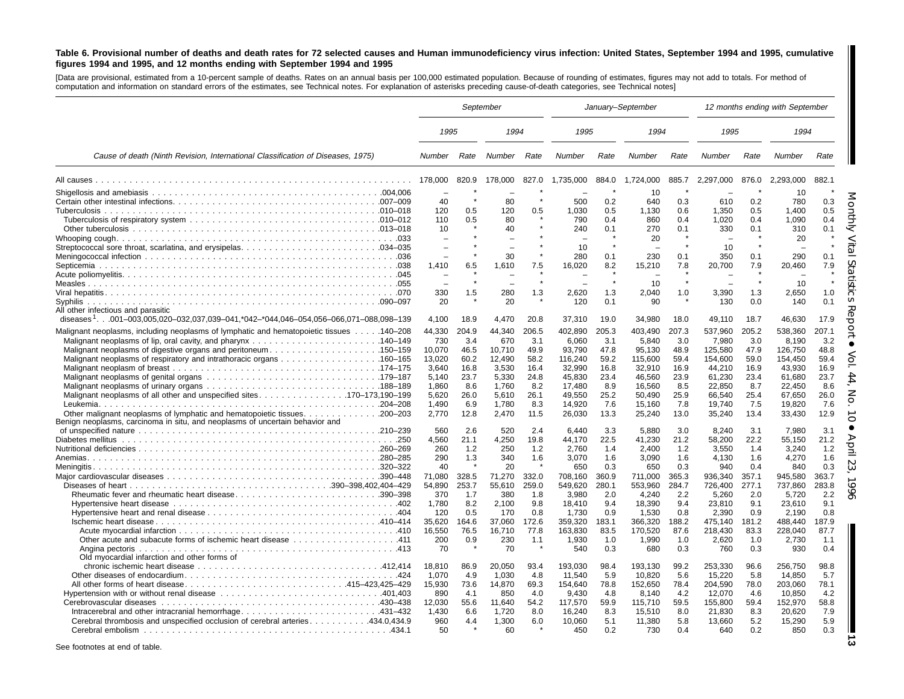**Table 6. Provisional number of deaths and death rates for 72 selected causes and Human immunodeficiency virus infection: United States, September 1994 and 1995, cumulative figures 1994 and 1995, and 12 months ending with September 1994 and 1995**

[Data are provisional, estimated from a 10-percent sample of deaths. Rates on an annual basis per 100,000 estimated population. Because of rounding of estimates, figures may not add to totals. For method of computation and information on standard errors of the estimates, see Technical notes. For explanation of asterisks preceding cause-of-death categories, see Technical notes]

| Cause of death (Ninth Revision, International Classification of Diseases, 1975) | September | | | | January–September | | | | 12 months ending with September | | | |
|---|---|---|---|---|---|---|---|---|---|---|---|---|
| | 1995 | | 1994 | | 1995 | | 1994 | | 1995 | | 1994 | |
| | Number | Rate | Number | Rate | Number | Rate | Number | Rate | Number | Rate | Number | Rate |
| All causes | 178,000 | 820.9 | 178,000 | 827.0 | 1,735,000 | 884.0 | 1,724,000 | 885.7 | 2,297,000 | 876.0 | 2,293,000 | 882.1 |
| Shigellosis and amebiasis .004,006 | – | * | – | * | – | * | 10 | * | – | * | 10 | * |
| Certain other intestinal infections .007–009 | 40 | * | 80 | * | 500 | 0.2 | 640 | 0.3 | 610 | 0.2 | 780 | 0.3 |
| Tuberculosis .010–018 | 120 | 0.5 | 120 | 0.5 | 1,030 | 0.5 | 1,130 | 0.6 | 1,350 | 0.5 | 1,400 | 0.5 |
| Tuberculosis of respiratory system .010–012 | 110 | 0.5 | 80 | * | 790 | 0.4 | 860 | 0.4 | 1,020 | 0.4 | 1,090 | 0.4 |
| Other tuberculosis .013–018 | 10 | * | 40 | * | 240 | 0.1 | 270 | 0.1 | 330 | 0.1 | 310 | 0.1 |
| Whooping cough .033 | – | * | – | * | – | * | 20 | * | – | * | 20 | * |
| Streptococcal sore throat, scarlatina, and erysipelas .034–035 | – | * | – | * | 10 | * | – | * | 10 | * | – | * |
| Meningococcal infection .036 | – | * | 30 | * | 280 | 0.1 | 230 | 0.1 | 350 | 0.1 | 290 | 0.1 |
| Septicemia .038 | 1,410 | 6.5 | 1,610 | 7.5 | 16,020 | 8.2 | 15,210 | 7.8 | 20,700 | 7.9 | 20,460 | 7.9 |
| Acute poliomyelitis .045 | – | * | – | * | – | * | – | * | – | * | – | * |
| Measles .055 | – | * | – | * | – | * | 10 | * | – | * | 10 | * |
| Viral hepatitis .070 | 330 | 1.5 | 280 | 1.3 | 2,620 | 1.3 | 2,040 | 1.0 | 3,390 | 1.3 | 2,650 | 1.0 |
| Syphilis .090–097 | 20 | * | 20 | * | 120 | 0.1 | 90 | * | 130 | 0.0 | 140 | 0.1 |
| All other infectious and parasitic diseases[1] .001–003,005,020–032,037,039–041,*042–*044,046–054,056–066,071–088,098–139 | 4,100 | 18.9 | 4,470 | 20.8 | 37,310 | 19.0 | 34,980 | 18.0 | 49,110 | 18.7 | 46,630 | 17.9 |
| Malignant neoplasms, including neoplasms of lymphatic and hematopoietic tissues .140–208 | 44,330 | 204.9 | 44,340 | 206.5 | 402,890 | 205.3 | 403,490 | 207.3 | 537,960 | 205.2 | 538,360 | 207.1 |
| Malignant neoplasms of lip, oral cavity, and pharynx .140–149 | 730 | 3.4 | 670 | 3.1 | 6,060 | 3.1 | 5,840 | 3.0 | 7,980 | 3.0 | 8,190 | 3.2 |
| Malignant neoplasms of digestive organs and peritoneum .150–159 | 10,070 | 46.5 | 10,710 | 49.9 | 93,790 | 47.8 | 95,130 | 48.9 | 125,580 | 47.9 | 126,750 | 48.8 |
| Malignant neoplasms of respiratory and intrathoracic organs .160–165 | 13,020 | 60.2 | 12,490 | 58.2 | 116,240 | 59.2 | 115,600 | 59.4 | 154,600 | 59.0 | 154,450 | 59.4 |
| Malignant neoplasm of breast .174–175 | 3,640 | 16.8 | 3,530 | 16.4 | 32,990 | 16.8 | 32,910 | 16.9 | 44,210 | 16.9 | 43,930 | 16.9 |
| Malignant neoplasms of genital organs .179–187 | 5,140 | 23.7 | 5,330 | 24.8 | 45,830 | 23.4 | 46,560 | 23.9 | 61,230 | 23.4 | 61,680 | 23.7 |
| Malignant neoplasms of urinary organs .188–189 | 1,860 | 8.6 | 1,760 | 8.2 | 17,480 | 8.9 | 16,560 | 8.5 | 22,850 | 8.7 | 22,450 | 8.6 |
| Malignant neoplasms of all other and unspecified sites .170–173,190–199 | 5,620 | 26.0 | 5,610 | 26.1 | 49,550 | 25.2 | 50,490 | 25.9 | 66,540 | 25.4 | 67,650 | 26.0 |
| Leukemia .204–208 | 1,490 | 6.9 | 1,780 | 8.3 | 14,920 | 7.6 | 15,160 | 7.8 | 19,740 | 7.5 | 19,820 | 7.6 |
| Other malignant neoplasms of lymphatic and hematopoietic tissues .200–203 | 2,770 | 12.8 | 2,470 | 11.5 | 26,030 | 13.3 | 25,240 | 13.0 | 35,240 | 13.4 | 33,430 | 12.9 |
| Benign neoplasms, carcinoma in situ, and neoplasms of uncertain behavior and of unspecified nature .210–239 | 560 | 2.6 | 520 | 2.4 | 6,440 | 3.3 | 5,880 | 3.0 | 8,240 | 3.1 | 7,980 | 3.1 |
| Diabetes mellitus .250 | 4,560 | 21.1 | 4,250 | 19.8 | 44,170 | 22.5 | 41,230 | 21.2 | 58,200 | 22.2 | 55,150 | 21.2 |
| Nutritional deficiencies .260–269 | 260 | 1.2 | 250 | 1.2 | 2,760 | 1.4 | 2,400 | 1.2 | 3,550 | 1.4 | 3,240 | 1.2 |
| Anemias .280–285 | 290 | 1.3 | 340 | 1.6 | 3,070 | 1.6 | 3,090 | 1.6 | 4,130 | 1.6 | 4,270 | 1.6 |
| Meningitis .320–322 | 40 | * | 20 | * | 650 | 0.3 | 650 | 0.3 | 940 | 0.4 | 840 | 0.3 |
| Major cardiovascular diseases .390–448 | 71,080 | 328.5 | 71,270 | 332.0 | 708,160 | 360.9 | 711,000 | 365.3 | 936,340 | 357.1 | 945,580 | 363.7 |
| Diseases of heart .390–398,402,404–429 | 54,890 | 253.7 | 55,610 | 259.0 | 549,620 | 280.1 | 553,960 | 284.7 | 726,400 | 277.1 | 737,860 | 283.8 |
| Rheumatic fever and rheumatic heart disease .390–398 | 370 | 1.7 | 380 | 1.8 | 3,980 | 2.0 | 4,240 | 2.2 | 5,260 | 2.0 | 5,720 | 2.2 |
| Hypertensive heart disease .402 | 1,780 | 8.2 | 2,100 | 9.8 | 18,410 | 9.4 | 18,390 | 9.4 | 23,810 | 9.1 | 23,610 | 9.1 |
| Hypertensive heart and renal disease .404 | 120 | 0.5 | 170 | 0.8 | 1,730 | 0.9 | 1,530 | 0.8 | 2,390 | 0.9 | 2,190 | 0.8 |
| Ischemic heart disease .410–414 | 35,620 | 164.6 | 37,060 | 172.6 | 359,320 | 183.1 | 366,320 | 188.2 | 475,140 | 181.2 | 488,440 | 187.9 |
| Acute myocardial infarction .410 | 16,550 | 76.5 | 16,710 | 77.8 | 163,830 | 83.5 | 170,520 | 87.6 | 218,430 | 83.3 | 228,040 | 87.7 |
| Other acute and subacute forms of ischemic heart disease .411 | 200 | 0.9 | 230 | 1.1 | 1,930 | 1.0 | 1,990 | 1.0 | 2,620 | 1.0 | 2,730 | 1.1 |
| Angina pectoris .413 | 70 | * | 70 | * | 540 | 0.3 | 680 | 0.3 | 760 | 0.3 | 930 | 0.4 |
| Old myocardial infarction and other forms of chronic ischemic heart disease .412,414 | 18,810 | 86.9 | 20,050 | 93.4 | 193,030 | 98.4 | 193,130 | 99.2 | 253,330 | 96.6 | 256,750 | 98.8 |
| Other diseases of endocardium .424 | 1,070 | 4.9 | 1,030 | 4.8 | 11,540 | 5.9 | 10,820 | 5.6 | 15,220 | 5.8 | 14,850 | 5.7 |
| All other forms of heart disease .415–423,425–429 | 15,930 | 73.6 | 14,870 | 69.3 | 154,640 | 78.8 | 152,650 | 78.4 | 204,590 | 78.0 | 203,060 | 78.1 |
| Hypertension with or without renal disease .401,403 | 890 | 4.1 | 850 | 4.0 | 9,430 | 4.8 | 8,140 | 4.2 | 12,070 | 4.6 | 10,850 | 4.2 |
| Cerebrovascular diseases .430–438 | 12,030 | 55.6 | 11,640 | 54.2 | 117,570 | 59.9 | 115,710 | 59.5 | 155,800 | 59.4 | 152,970 | 58.8 |
| Intracerebral and other intracranial hemorrhage .431–432 | 1,430 | 6.6 | 1,720 | 8.0 | 16,240 | 8.3 | 15,510 | 8.0 | 21,830 | 8.3 | 20,620 | 7.9 |
| Cerebral thrombosis and unspecified occlusion of cerebral arteries .434.0,434.9 | 960 | 4.4 | 1,300 | 6.0 | 10,060 | 5.1 | 11,380 | 5.8 | 13,660 | 5.2 | 15,290 | 5.9 |
| Cerebral embolism .434.1 | 50 | * | 60 | * | 450 | 0.2 | 730 | 0.4 | 640 | 0.2 | 850 | 0.3 |

See footnotes at end of table.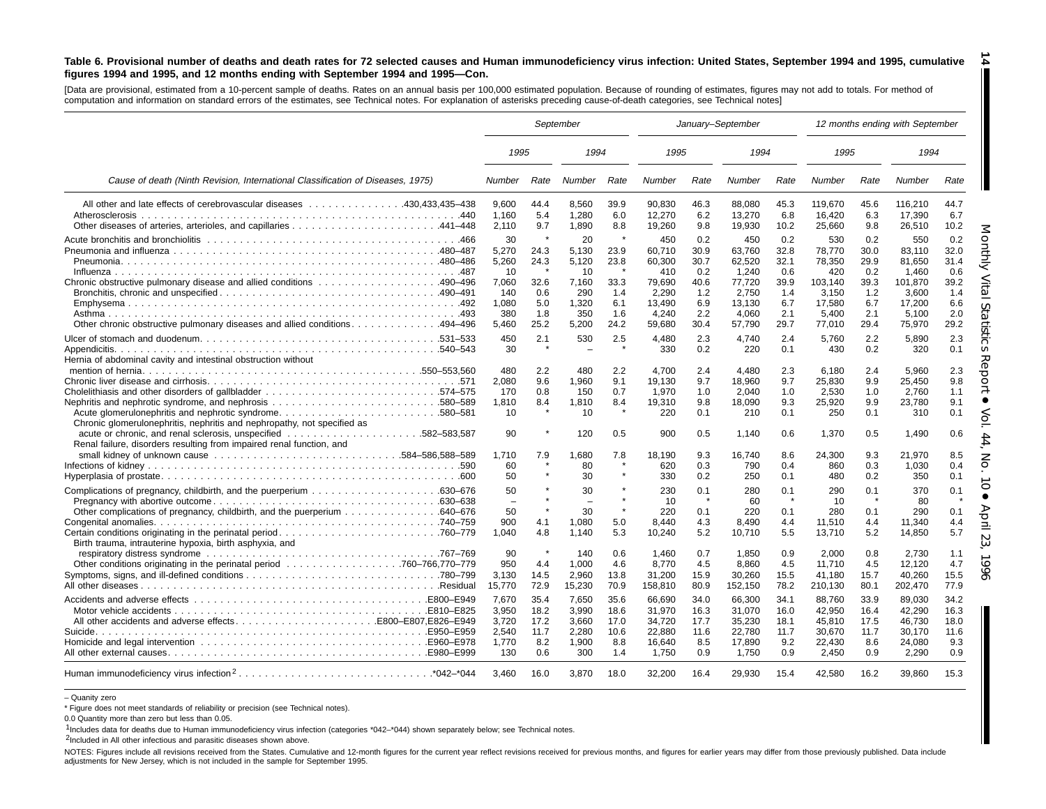**Table 6. Provisional number of deaths and death rates for 72 selected causes and Human immunodeficiency virus infection: United States, September 1994 and 1995, cumulative figures 1994 and 1995, and 12 months ending with September 1994 and 1995—Con.**

[Data are provisional, estimated from a 10-percent sample of deaths. Rates on an annual basis per 100,000 estimated population. Because of rounding of estimates, figures may not add to totals. For method of computation and information on standard errors of the estimates, see Technical notes. For explanation of asterisks preceding cause-of-death categories, see Technical notes]

| Cause of death (Ninth Revision, International Classification of Diseases, 1975) | September | | | | January–September | | | | 12 months ending with September | | | |
|---|---|---|---|---|---|---|---|---|---|---|---|---|
| | 1995 | | 1994 | | 1995 | | 1994 | | 1995 | | 1994 | |
| | Number | Rate | Number | Rate | Number | Rate | Number | Rate | Number | Rate | Number | Rate |
| All other and late effects of cerebrovascular diseases . . . 430,433,435–438 | 9,600 | 44.4 | 8,560 | 39.9 | 90,830 | 46.3 | 88,080 | 45.3 | 119,670 | 45.6 | 116,210 | 44.7 |
| Atherosclerosis . . . 440 | 1,160 | 5.4 | 1,280 | 6.0 | 12,270 | 6.2 | 13,270 | 6.8 | 16,420 | 6.3 | 17,390 | 6.7 |
| Other diseases of arteries, arterioles, and capillaries . . . 441–448 | 2,110 | 9.7 | 1,890 | 8.8 | 19,260 | 9.8 | 19,930 | 10.2 | 25,660 | 9.8 | 26,510 | 10.2 |
| Acute bronchitis and bronchiolitis . . . 466 | 30 | * | 20 | * | 450 | 0.2 | 450 | 0.2 | 530 | 0.2 | 550 | 0.2 |
| Pneumonia and influenza . . . 480–487 | 5,270 | 24.3 | 5,130 | 23.9 | 60,710 | 30.9 | 63,760 | 32.8 | 78,770 | 30.0 | 83,110 | 32.0 |
| Pneumonia . . . 480–486 | 5,260 | 24.3 | 5,120 | 23.8 | 60,300 | 30.7 | 62,520 | 32.1 | 78,350 | 29.9 | 81,650 | 31.4 |
| Influenza . . . 487 | 10 | * | 10 | * | 410 | 0.2 | 1,240 | 0.6 | 420 | 0.2 | 1,460 | 0.6 |
| Chronic obstructive pulmonary disease and allied conditions . . . 490–496 | 7,060 | 32.6 | 7,160 | 33.3 | 79,690 | 40.6 | 77,720 | 39.9 | 103,140 | 39.3 | 101,870 | 39.2 |
| Bronchitis, chronic and unspecified . . . 490–491 | 140 | 0.6 | 290 | 1.4 | 2,290 | 1.2 | 2,750 | 1.4 | 3,150 | 1.2 | 3,600 | 1.4 |
| Emphysema . . . 492 | 1,080 | 5.0 | 1,320 | 6.1 | 13,490 | 6.9 | 13,130 | 6.7 | 17,580 | 6.7 | 17,200 | 6.6 |
| Asthma . . . 493 | 380 | 1.8 | 350 | 1.6 | 4,240 | 2.2 | 4,060 | 2.1 | 5,400 | 2.1 | 5,100 | 2.0 |
| Other chronic obstructive pulmonary diseases and allied conditions . . . 494–496 | 5,460 | 25.2 | 5,200 | 24.2 | 59,680 | 30.4 | 57,790 | 29.7 | 77,010 | 29.4 | 75,970 | 29.2 |
| Ulcer of stomach and duodenum . . . 531–533 | 450 | 2.1 | 530 | 2.5 | 4,480 | 2.3 | 4,740 | 2.4 | 5,760 | 2.2 | 5,890 | 2.3 |
| Appendicitis . . . 540–543 | 30 | * | – | * | 330 | 0.2 | 220 | 0.1 | 430 | 0.2 | 320 | 0.1 |
| Hernia of abdominal cavity and intestinal obstruction without mention of hernia . . . 550–553,560 | 480 | 2.2 | 480 | 2.2 | 4,700 | 2.4 | 4,480 | 2.3 | 6,180 | 2.4 | 5,960 | 2.3 |
| Chronic liver disease and cirrhosis . . . 571 | 2,080 | 9.6 | 1,960 | 9.1 | 19,130 | 9.7 | 18,960 | 9.7 | 25,830 | 9.9 | 25,450 | 9.8 |
| Cholelithiasis and other disorders of gallbladder . . . 574–575 | 170 | 0.8 | 150 | 0.7 | 1,970 | 1.0 | 2,040 | 1.0 | 2,530 | 1.0 | 2,760 | 1.1 |
| Nephritis and nephrotic syndrome, and nephrosis . . . 580–589 | 1,810 | 8.4 | 1,810 | 8.4 | 19,310 | 9.8 | 18,090 | 9.3 | 25,920 | 9.9 | 23,780 | 9.1 |
| Acute glomerulonephritis and nephrotic syndrome . . . 580–581 | 10 | * | 10 | * | 220 | 0.1 | 210 | 0.1 | 250 | 0.1 | 310 | 0.1 |
| Chronic glomerulonephritis, nephritis and nephropathy, not specified as acute or chronic, and renal sclerosis, unspecified . . . 582–583,587 | 90 | * | 120 | 0.5 | 900 | 0.5 | 1,140 | 0.6 | 1,370 | 0.5 | 1,490 | 0.6 |
| Renal failure, disorders resulting from impaired renal function, and small kidney of unknown cause . . . 584–586,588–589 | 1,710 | 7.9 | 1,680 | 7.8 | 18,190 | 9.3 | 16,740 | 8.6 | 24,300 | 9.3 | 21,970 | 8.5 |
| Infections of kidney . . . 590 | 60 | * | 80 | * | 620 | 0.3 | 790 | 0.4 | 860 | 0.3 | 1,030 | 0.4 |
| Hyperplasia of prostate . . . 600 | 50 | * | 30 | * | 330 | 0.2 | 250 | 0.1 | 480 | 0.2 | 350 | 0.1 |
| Complications of pregnancy, childbirth, and the puerperium . . . 630–676 | 50 | * | 30 | * | 230 | 0.1 | 280 | 0.1 | 290 | 0.1 | 370 | 0.1 |
| Pregnancy with abortive outcome . . . 630–638 | – | * | – | * | 10 | * | 60 | * | 10 | * | 80 | * |
| Other complications of pregnancy, childbirth, and the puerperium . . . 640–676 | 50 | * | 30 | * | 220 | 0.1 | 220 | 0.1 | 280 | 0.1 | 290 | 0.1 |
| Congenital anomalies . . . 740–759 | 900 | 4.1 | 1,080 | 5.0 | 8,440 | 4.3 | 8,490 | 4.4 | 11,510 | 4.4 | 11,340 | 4.4 |
| Certain conditions originating in the perinatal period . . . 760–779 | 1,040 | 4.8 | 1,140 | 5.3 | 10,240 | 5.2 | 10,710 | 5.5 | 13,710 | 5.2 | 14,850 | 5.7 |
| Birth trauma, intrauterine hypoxia, birth asphyxia, and respiratory distress syndrome . . . 767–769 | 90 | * | 140 | 0.6 | 1,460 | 0.7 | 1,850 | 0.9 | 2,000 | 0.8 | 2,730 | 1.1 |
| Other conditions originating in the perinatal period . . . 760–766,770–779 | 950 | 4.4 | 1,000 | 4.6 | 8,770 | 4.5 | 8,860 | 4.5 | 11,710 | 4.5 | 12,120 | 4.7 |
| Symptoms, signs, and ill-defined conditions . . . 780–799 | 3,130 | 14.5 | 2,960 | 13.8 | 31,200 | 15.9 | 30,260 | 15.5 | 41,180 | 15.7 | 40,260 | 15.5 |
| All other diseases . . . Residual | 15,770 | 72.9 | 15,230 | 70.9 | 158,810 | 80.9 | 152,150 | 78.2 | 210,130 | 80.1 | 202,470 | 77.9 |
| Accidents and adverse effects . . . E800–E949 | 7,670 | 35.4 | 7,650 | 35.6 | 66,690 | 34.0 | 66,300 | 34.1 | 88,760 | 33.9 | 89,030 | 34.2 |
| Motor vehicle accidents . . . E810–E825 | 3,950 | 18.2 | 3,990 | 18.6 | 31,970 | 16.3 | 31,070 | 16.0 | 42,950 | 16.4 | 42,290 | 16.3 |
| All other accidents and adverse effects . . . E800–E807,E826–E949 | 3,720 | 17.2 | 3,660 | 17.0 | 34,720 | 17.7 | 35,230 | 18.1 | 45,810 | 17.5 | 46,730 | 18.0 |
| Suicide . . . E950–E959 | 2,540 | 11.7 | 2,280 | 10.6 | 22,880 | 11.6 | 22,780 | 11.7 | 30,670 | 11.7 | 30,170 | 11.6 |
| Homicide and legal intervention . . . E960–E978 | 1,770 | 8.2 | 1,900 | 8.8 | 16,640 | 8.5 | 17,890 | 9.2 | 22,430 | 8.6 | 24,080 | 9.3 |
| All other external causes . . . E980–E999 | 130 | 0.6 | 300 | 1.4 | 1,750 | 0.9 | 1,750 | 0.9 | 2,450 | 0.9 | 2,290 | 0.9 |
| Human immunodeficiency virus infection[2] . . . *042–*044 | 3,460 | 16.0 | 3,870 | 18.0 | 32,200 | 16.4 | 29,930 | 15.4 | 42,580 | 16.2 | 39,860 | 15.3 |

– Quanity zero

* Figure does not meet standards of reliability or precision (see Technical notes).

0.0 Quantity more than zero but less than 0.05.

[1]Includes data for deaths due to Human immunodeficiency virus infection (categories *042–*044) shown separately below; see Technical notes.

[2]Included in All other infectious and parasitic diseases shown above.

NOTES: Figures include all revisions received from the States. Cumulative and 12-month figures for the current year reflect revisions received for previous months, and figures for earlier years may differ from those previously published. Data include adjustments for New Jersey, which is not included in the sample for September 1995.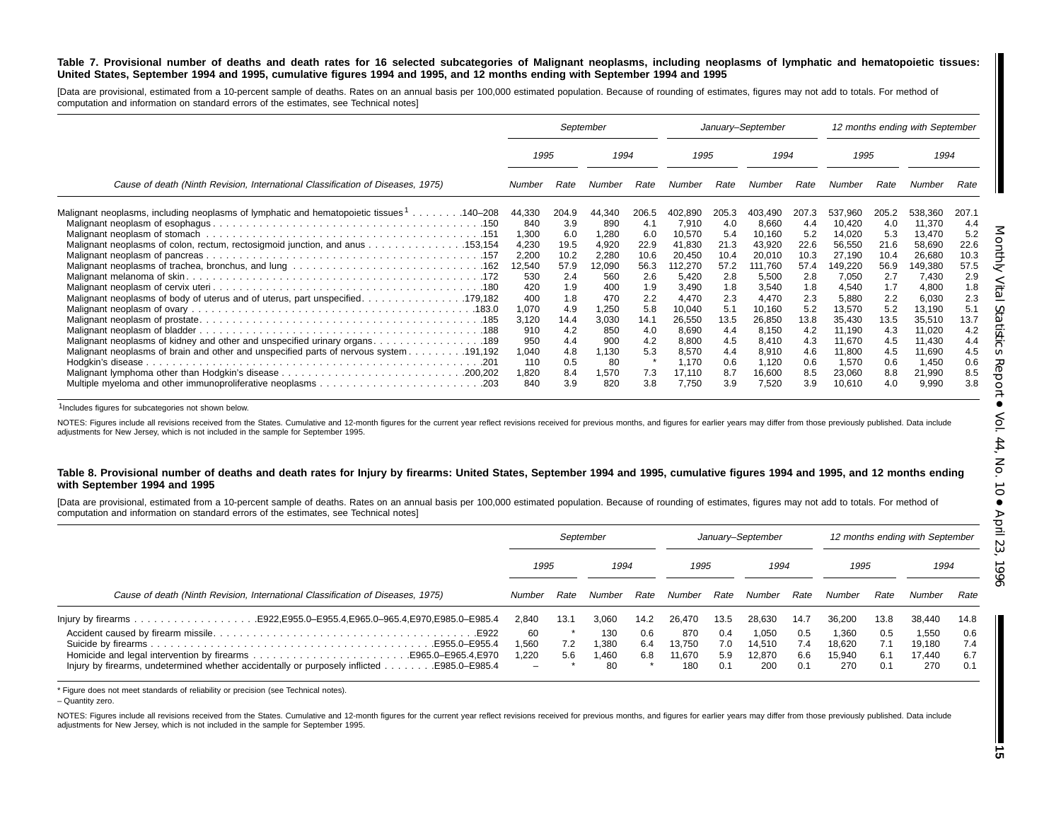**Table 7. Provisional number of deaths and death rates for 16 selected subcategories of Malignant neoplasms, including neoplasms of lymphatic and hematopoietic tissues: United States, September 1994 and 1995, cumulative figures 1994 and 1995, and 12 months ending with September 1994 and 1995**

[Data are provisional, estimated from a 10-percent sample of deaths. Rates on an annual basis per 100,000 estimated population. Because of rounding of estimates, figures may not add to totals. For method of computation and information on standard errors of the estimates, see Technical notes]

| Cause of death (Ninth Revision, International Classification of Diseases, 1975) | September | | | | January–September | | | | 12 months ending with September | | | |
|---|---|---|---|---|---|---|---|---|---|---|---|---|
| | 1995 | | 1994 | | 1995 | | 1994 | | 1995 | | 1994 | |
| | Number | Rate | Number | Rate | Number | Rate | Number | Rate | Number | Rate | Number | Rate |
| Malignant neoplasms, including neoplasms of lymphatic and hematopoietic tissues[1] . . . . . . . .140–208 | 44,330 | 204.9 | 44,340 | 206.5 | 402,890 | 205.3 | 403,490 | 207.3 | 537,960 | 205.2 | 538,360 | 207.1 |
| Malignant neoplasm of esophagus . . . . . .150 | 840 | 3.9 | 890 | 4.1 | 7,910 | 4.0 | 8,660 | 4.4 | 10,420 | 4.0 | 11,370 | 4.4 |
| Malignant neoplasm of stomach . . . . . .151 | 1,300 | 6.0 | 1,280 | 6.0 | 10,570 | 5.4 | 10,160 | 5.2 | 14,020 | 5.3 | 13,470 | 5.2 |
| Malignant neoplasms of colon, rectum, rectosigmoid junction, and anus . . . . . .153,154 | 4,230 | 19.5 | 4,920 | 22.9 | 41,830 | 21.3 | 43,920 | 22.6 | 56,550 | 21.6 | 58,690 | 22.6 |
| Malignant neoplasm of pancreas . . . . . .157 | 2,200 | 10.2 | 2,280 | 10.6 | 20,450 | 10.4 | 20,010 | 10.3 | 27,190 | 10.4 | 26,680 | 10.3 |
| Malignant neoplasms of trachea, bronchus, and lung . . . . . .162 | 12,540 | 57.9 | 12,090 | 56.3 | 112,270 | 57.2 | 111,760 | 57.4 | 149,220 | 56.9 | 149,380 | 57.5 |
| Malignant melanoma of skin . . . . . .172 | 530 | 2.4 | 560 | 2.6 | 5,420 | 2.8 | 5,500 | 2.8 | 7,050 | 2.7 | 7,430 | 2.9 |
| Malignant neoplasm of cervix uteri . . . . . .180 | 420 | 1.9 | 400 | 1.9 | 3,490 | 1.8 | 3,540 | 1.8 | 4,540 | 1.7 | 4,800 | 1.8 |
| Malignant neoplasms of body of uterus and of uterus, part unspecified . . . . . .179,182 | 400 | 1.8 | 470 | 2.2 | 4,470 | 2.3 | 4,470 | 2.3 | 5,880 | 2.2 | 6,030 | 2.3 |
| Malignant neoplasm of ovary . . . . . .183.0 | 1,070 | 4.9 | 1,250 | 5.8 | 10,040 | 5.1 | 10,160 | 5.2 | 13,570 | 5.2 | 13,190 | 5.1 |
| Malignant neoplasm of prostate . . . . . .185 | 3,120 | 14.4 | 3,030 | 14.1 | 26,550 | 13.5 | 26,850 | 13.8 | 35,430 | 13.5 | 35,510 | 13.7 |
| Malignant neoplasm of bladder . . . . . .188 | 910 | 4.2 | 850 | 4.0 | 8,690 | 4.4 | 8,150 | 4.2 | 11,190 | 4.3 | 11,020 | 4.2 |
| Malignant neoplasms of kidney and other and unspecified urinary organs . . . . . .189 | 950 | 4.4 | 900 | 4.2 | 8,800 | 4.5 | 8,410 | 4.3 | 11,670 | 4.5 | 11,430 | 4.4 |
| Malignant neoplasms of brain and other and unspecified parts of nervous system . . . . . .191,192 | 1,040 | 4.8 | 1,130 | 5.3 | 8,570 | 4.4 | 8,910 | 4.6 | 11,800 | 4.5 | 11,690 | 4.5 |
| Hodgkin's disease . . . . . .201 | 110 | 0.5 | 80 | * | 1,170 | 0.6 | 1,120 | 0.6 | 1,570 | 0.6 | 1,450 | 0.6 |
| Malignant lymphoma other than Hodgkin's disease . . . . . .200,202 | 1,820 | 8.4 | 1,570 | 7.3 | 17,110 | 8.7 | 16,600 | 8.5 | 23,060 | 8.8 | 21,990 | 8.5 |
| Multiple myeloma and other immunoproliferative neoplasms . . . . . .203 | 840 | 3.9 | 820 | 3.8 | 7,750 | 3.9 | 7,520 | 3.9 | 10,610 | 4.0 | 9,990 | 3.8 |

[1]Includes figures for subcategories not shown below.

NOTES: Figures include all revisions received from the States. Cumulative and 12-month figures for the current year reflect revisions received for previous months, and figures for earlier years may differ from those previously published. Data include adjustments for New Jersey, which is not included in the sample for September 1995.

**Table 8. Provisional number of deaths and death rates for Injury by firearms: United States, September 1994 and 1995, cumulative figures 1994 and 1995, and 12 months ending with September 1994 and 1995**

[Data are provisional, estimated from a 10-percent sample of deaths. Rates on an annual basis per 100,000 estimated population. Because of rounding of estimates, figures may not add to totals. For method of computation and information on standard errors of the estimates, see Technical notes]

| Cause of death (Ninth Revision, International Classification of Diseases, 1975) | September | | | | January–September | | | | 12 months ending with September | | | |
|---|---|---|---|---|---|---|---|---|---|---|---|---|
| | 1995 | | 1994 | | 1995 | | 1994 | | 1995 | | 1994 | |
| | Number | Rate | Number | Rate | Number | Rate | Number | Rate | Number | Rate | Number | Rate |
| Injury by firearms . . . . . .E922,E955.0–E955.4,E965.0–965.4,E970,E985.0–E985.4 | 2,840 | 13.1 | 3,060 | 14.2 | 26,470 | 13.5 | 28,630 | 14.7 | 36,200 | 13.8 | 38,440 | 14.8 |
| Accident caused by firearm missile . . . . . .E922 | 60 | * | 130 | 0.6 | 870 | 0.4 | 1,050 | 0.5 | 1,360 | 0.5 | 1,550 | 0.6 |
| Suicide by firearms . . . . . .E955.0–E955.4 | 1,560 | 7.2 | 1,380 | 6.4 | 13,750 | 7.0 | 14,510 | 7.4 | 18,620 | 7.1 | 19,180 | 7.4 |
| Homicide and legal intervention by firearms . . . . . .E965.0–E965.4,E970 | 1,220 | 5.6 | 1,460 | 6.8 | 11,670 | 5.9 | 12,870 | 6.6 | 15,940 | 6.1 | 17,440 | 6.7 |
| Injury by firearms, undetermined whether accidentally or purposely inflicted . . . . . .E985.0–E985.4 | – | * | 80 | * | 180 | 0.1 | 200 | 0.1 | 270 | 0.1 | 270 | 0.1 |

\* Figure does not meet standards of reliability or precision (see Technical notes).

– Quantity zero.

NOTES: Figures include all revisions received from the States. Cumulative and 12-month figures for the current year reflect revisions received for previous months, and figures for earlier years may differ from those previously published. Data include adjustments for New Jersey, which is not included in the sample for September 1995.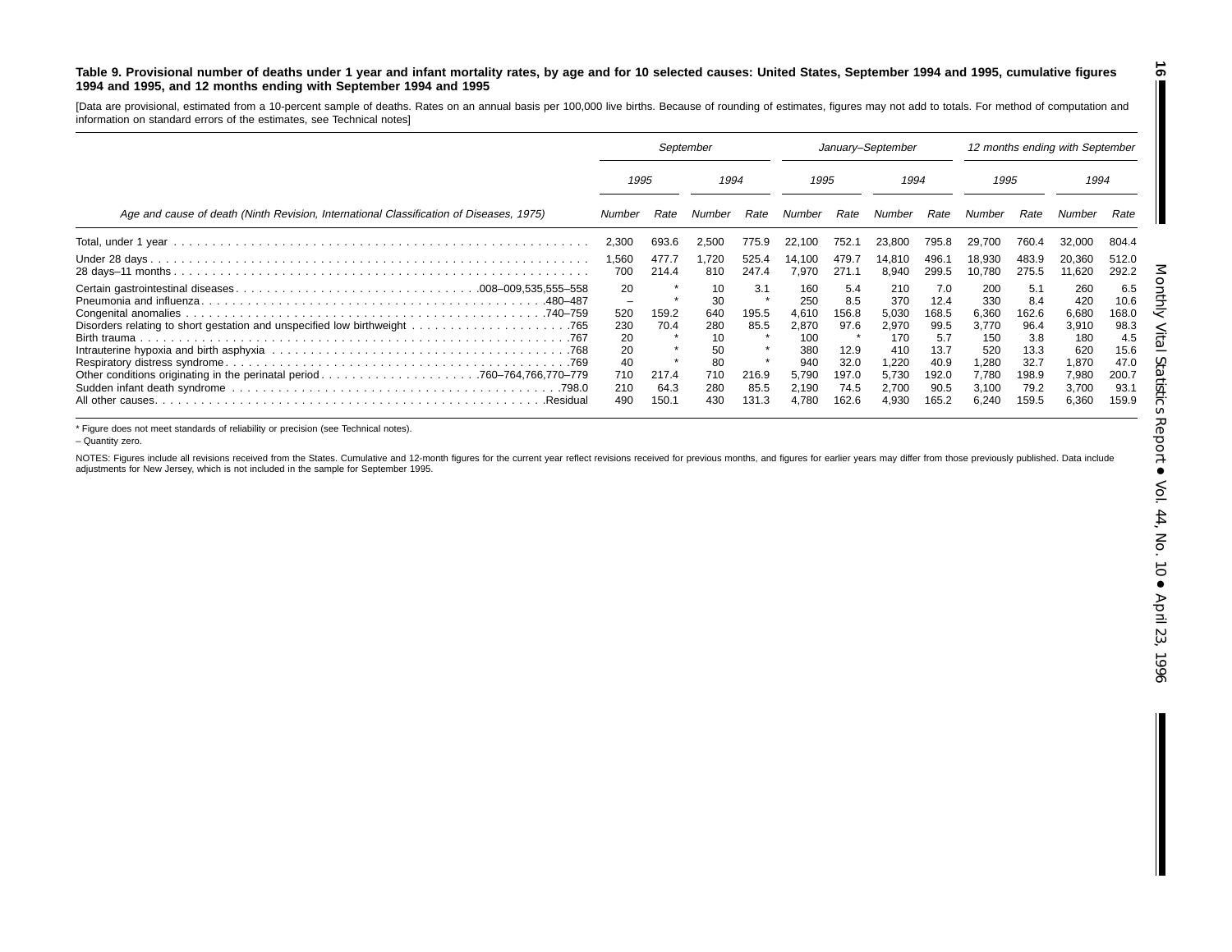**Table 9. Provisional number of deaths under 1 year and infant mortality rates, by age and for 10 selected causes: United States, September 1994 and 1995, cumulative figures 1994 and 1995, and 12 months ending with September 1994 and 1995**

[Data are provisional, estimated from a 10-percent sample of deaths. Rates on an annual basis per 100,000 live births. Because of rounding of estimates, figures may not add to totals. For method of computation and information on standard errors of the estimates, see Technical notes]

| Age and cause of death (Ninth Revision, International Classification of Diseases, 1975) | September | | | | January–September | | | | 12 months ending with September | | | |
|---|---|---|---|---|---|---|---|---|---|---|---|---|
| | 1995 | | 1994 | | 1995 | | 1994 | | 1995 | | 1994 | |
| | Number | Rate | Number | Rate | Number | Rate | Number | Rate | Number | Rate | Number | Rate |
| Total, under 1 year | 2,300 | 693.6 | 2,500 | 775.9 | 22,100 | 752.1 | 23,800 | 795.8 | 29,700 | 760.4 | 32,000 | 804.4 |
| Under 28 days | 1,560 | 477.7 | 1,720 | 525.4 | 14,100 | 479.7 | 14,810 | 496.1 | 18,930 | 483.9 | 20,360 | 512.0 |
| 28 days–11 months | 700 | 214.4 | 810 | 247.4 | 7,970 | 271.1 | 8,940 | 299.5 | 10,780 | 275.5 | 11,620 | 292.2 |
| Certain gastrointestinal diseases .008–009,535,555–558 | 20 | * | 10 | 3.1 | 160 | 5.4 | 210 | 7.0 | 200 | 5.1 | 260 | 6.5 |
| Pneumonia and influenza .480–487 | – | * | 30 | * | 250 | 8.5 | 370 | 12.4 | 330 | 8.4 | 420 | 10.6 |
| Congenital anomalies .740–759 | 520 | 159.2 | 640 | 195.5 | 4,610 | 156.8 | 5,030 | 168.5 | 6,360 | 162.6 | 6,680 | 168.0 |
| Disorders relating to short gestation and unspecified low birthweight .765 | 230 | 70.4 | 280 | 85.5 | 2,870 | 97.6 | 2,970 | 99.5 | 3,770 | 96.4 | 3,910 | 98.3 |
| Birth trauma .767 | 20 | * | 10 | * | 100 | * | 170 | 5.7 | 150 | 3.8 | 180 | 4.5 |
| Intrauterine hypoxia and birth asphyxia .768 | 20 | * | 50 | * | 380 | 12.9 | 410 | 13.7 | 520 | 13.3 | 620 | 15.6 |
| Respiratory distress syndrome .769 | 40 | * | 80 | * | 940 | 32.0 | 1,220 | 40.9 | 1,280 | 32.7 | 1,870 | 47.0 |
| Other conditions originating in the perinatal period .760–764,766,770–779 | 710 | 217.4 | 710 | 216.9 | 5,790 | 197.0 | 5,730 | 192.0 | 7,780 | 198.9 | 7,980 | 200.7 |
| Sudden infant death syndrome .798.0 | 210 | 64.3 | 280 | 85.5 | 2,190 | 74.5 | 2,700 | 90.5 | 3,100 | 79.2 | 3,700 | 93.1 |
| All other causes .Residual | 490 | 150.1 | 430 | 131.3 | 4,780 | 162.6 | 4,930 | 165.2 | 6,240 | 159.5 | 6,360 | 159.9 |

* Figure does not meet standards of reliability or precision (see Technical notes).

– Quantity zero.

NOTES: Figures include all revisions received from the States. Cumulative and 12-month figures for the current year reflect revisions received for previous months, and figures for earlier years may differ from those previously published. Data include adjustments for New Jersey, which is not included in the sample for September 1995.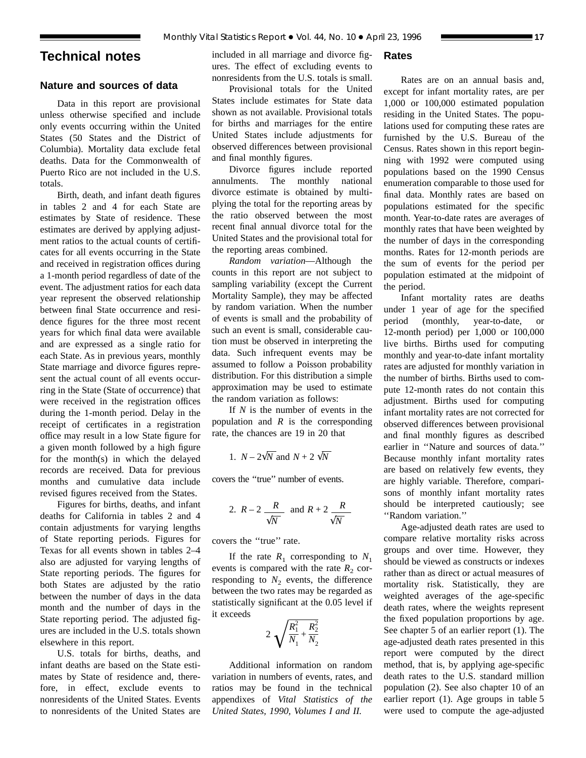# Technical notes

## Nature and sources of data

Data in this report are provisional unless otherwise specified and include only events occurring within the United States (50 States and the District of Columbia). Mortality data exclude fetal deaths. Data for the Commonwealth of Puerto Rico are not included in the U.S. totals.

Birth, death, and infant death figures in tables 2 and 4 for each State are estimates by State of residence. These estimates are derived by applying adjustment ratios to the actual counts of certificates for all events occurring in the State and received in registration offices during a 1-month period regardless of date of the event. The adjustment ratios for each data year represent the observed relationship between final State occurrence and residence figures for the three most recent years for which final data were available and are expressed as a single ratio for each State. As in previous years, monthly State marriage and divorce figures represent the actual count of all events occurring in the State (State of occurrence) that were received in the registration offices during the 1-month period. Delay in the receipt of certificates in a registration office may result in a low State figure for a given month followed by a high figure for the month(s) in which the delayed records are received. Data for previous months and cumulative data include revised figures received from the States.

Figures for births, deaths, and infant deaths for California in tables 2 and 4 contain adjustments for varying lengths of State reporting periods. Figures for Texas for all events shown in tables 2–4 also are adjusted for varying lengths of State reporting periods. The figures for both States are adjusted by the ratio between the number of days in the data month and the number of days in the State reporting period. The adjusted figures are included in the U.S. totals shown elsewhere in this report.

U.S. totals for births, deaths, and infant deaths are based on the State estimates by State of residence and, therefore, in effect, exclude events to nonresidents of the United States. Events to nonresidents of the United States are included in all marriage and divorce figures. The effect of excluding events to nonresidents from the U.S. totals is small.

Provisional totals for the United States include estimates for State data shown as not available. Provisional totals for births and marriages for the entire United States include adjustments for observed differences between provisional and final monthly figures.

Divorce figures include reported annulments. The monthly national divorce estimate is obtained by multiplying the total for the reporting areas by the ratio observed between the most recent final annual divorce total for the United States and the provisional total for the reporting areas combined.

*Random variation*—Although the counts in this report are not subject to sampling variability (except the Current Mortality Sample), they may be affected by random variation. When the number of events is small and the probability of such an event is small, considerable caution must be observed in interpreting the data. Such infrequent events may be assumed to follow a Poisson probability distribution. For this distribution a simple approximation may be used to estimate the random variation as follows:

If $N$ is the number of events in the population and $R$ is the corresponding rate, the chances are 19 in 20 that

1. $N - 2\sqrt{N}$ and $N + 2\sqrt{N}$

covers the ''true'' number of events.

2. $R - 2\dfrac{R}{\sqrt{N}}$ and $R + 2\dfrac{R}{\sqrt{N}}$

covers the ''true'' rate.

If the rate $R_1$ corresponding to $N_1$ events is compared with the rate $R_2$ corresponding to $N_2$ events, the difference between the two rates may be regarded as statistically significant at the 0.05 level if it exceeds

$$2\sqrt{\frac{R_1^2}{N_1} + \frac{R_2^2}{N_2}}$$

Additional information on random variation in numbers of events, rates, and ratios may be found in the technical appendixes of *Vital Statistics of the United States, 1990, Volumes I and II.*

## Rates

Rates are on an annual basis and, except for infant mortality rates, are per 1,000 or 100,000 estimated population residing in the United States. The populations used for computing these rates are furnished by the U.S. Bureau of the Census. Rates shown in this report beginning with 1992 were computed using populations based on the 1990 Census enumeration comparable to those used for final data. Monthly rates are based on populations estimated for the specific month. Year-to-date rates are averages of monthly rates that have been weighted by the number of days in the corresponding months. Rates for 12-month periods are the sum of events for the period per population estimated at the midpoint of the period.

Infant mortality rates are deaths under 1 year of age for the specified period (monthly, year-to-date, or 12-month period) per 1,000 or 100,000 live births. Births used for computing monthly and year-to-date infant mortality rates are adjusted for monthly variation in the number of births. Births used to compute 12-month rates do not contain this adjustment. Births used for computing infant mortality rates are not corrected for observed differences between provisional and final monthly figures as described earlier in ''Nature and sources of data.'' Because monthly infant mortality rates are based on relatively few events, they are highly variable. Therefore, comparisons of monthly infant mortality rates should be interpreted cautiously; see ''Random variation.''

Age-adjusted death rates are used to compare relative mortality risks across groups and over time. However, they should be viewed as constructs or indexes rather than as direct or actual measures of mortality risk. Statistically, they are weighted averages of the age-specific death rates, where the weights represent the fixed population proportions by age. See chapter 5 of an earlier report (1). The age-adjusted death rates presented in this report were computed by the direct method, that is, by applying age-specific death rates to the U.S. standard million population (2). See also chapter 10 of an earlier report (1). Age groups in table 5 were used to compute the age-adjusted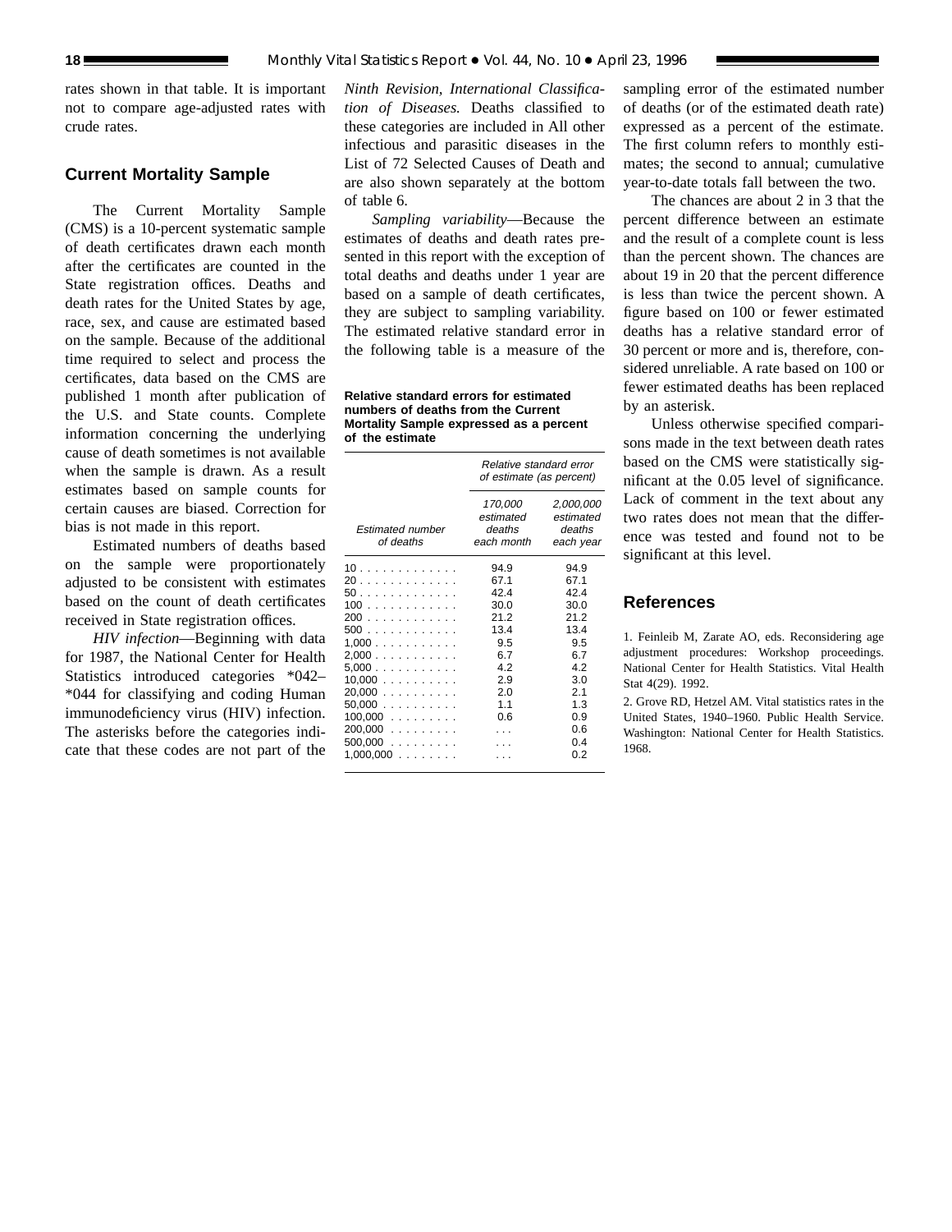rates shown in that table. It is important not to compare age-adjusted rates with crude rates.

## Current Mortality Sample

The Current Mortality Sample (CMS) is a 10-percent systematic sample of death certificates drawn each month after the certificates are counted in the State registration offices. Deaths and death rates for the United States by age, race, sex, and cause are estimated based on the sample. Because of the additional time required to select and process the certificates, data based on the CMS are published 1 month after publication of the U.S. and State counts. Complete information concerning the underlying cause of death sometimes is not available when the sample is drawn. As a result estimates based on sample counts for certain causes are biased. Correction for bias is not made in this report.

Estimated numbers of deaths based on the sample were proportionately adjusted to be consistent with estimates based on the count of death certificates received in State registration offices.

*HIV infection*—Beginning with data for 1987, the National Center for Health Statistics introduced categories *042–*044 for classifying and coding Human immunodeficiency virus (HIV) infection. The asterisks before the categories indicate that these codes are not part of the *Ninth Revision, International Classification of Diseases.* Deaths classified to these categories are included in All other infectious and parasitic diseases in the List of 72 Selected Causes of Death and are also shown separately at the bottom of table 6.

*Sampling variability*—Because the estimates of deaths and death rates presented in this report with the exception of total deaths and deaths under 1 year are based on a sample of death certificates, they are subject to sampling variability. The estimated relative standard error in the following table is a measure of the sampling error of the estimated number of deaths (or of the estimated death rate) expressed as a percent of the estimate. The first column refers to monthly estimates; the second to annual; cumulative year-to-date totals fall between the two.

**Relative standard errors for estimated numbers of deaths from the Current Mortality Sample expressed as a percent of the estimate**

| Estimated number of deaths | Relative standard error of estimate (as percent) | |
|---|---|---|
| | 170,000 estimated deaths each month | 2,000,000 estimated deaths each year |
| 10 | 94.9 | 94.9 |
| 20 | 67.1 | 67.1 |
| 50 | 42.4 | 42.4 |
| 100 | 30.0 | 30.0 |
| 200 | 21.2 | 21.2 |
| 500 | 13.4 | 13.4 |
| 1,000 | 9.5 | 9.5 |
| 2,000 | 6.7 | 6.7 |
| 5,000 | 4.2 | 4.2 |
| 10,000 | 2.9 | 3.0 |
| 20,000 | 2.0 | 2.1 |
| 50,000 | 1.1 | 1.3 |
| 100,000 | 0.6 | 0.9 |
| 200,000 | . . . | 0.6 |
| 500,000 | . . . | 0.4 |
| 1,000,000 | . . . | 0.2 |

The chances are about 2 in 3 that the percent difference between an estimate and the result of a complete count is less than the percent shown. The chances are about 19 in 20 that the percent difference is less than twice the percent shown. A figure based on 100 or fewer estimated deaths has a relative standard error of 30 percent or more and is, therefore, considered unreliable. A rate based on 100 or fewer estimated deaths has been replaced by an asterisk.

Unless otherwise specified comparisons made in the text between death rates based on the CMS were statistically significant at the 0.05 level of significance. Lack of comment in the text about any two rates does not mean that the difference was tested and found not to be significant at this level.

## References

1. Feinleib M, Zarate AO, eds. Reconsidering age adjustment procedures: Workshop proceedings. National Center for Health Statistics. Vital Health Stat 4(29). 1992.

2. Grove RD, Hetzel AM. Vital statistics rates in the United States, 1940–1960. Public Health Service. Washington: National Center for Health Statistics. 1968.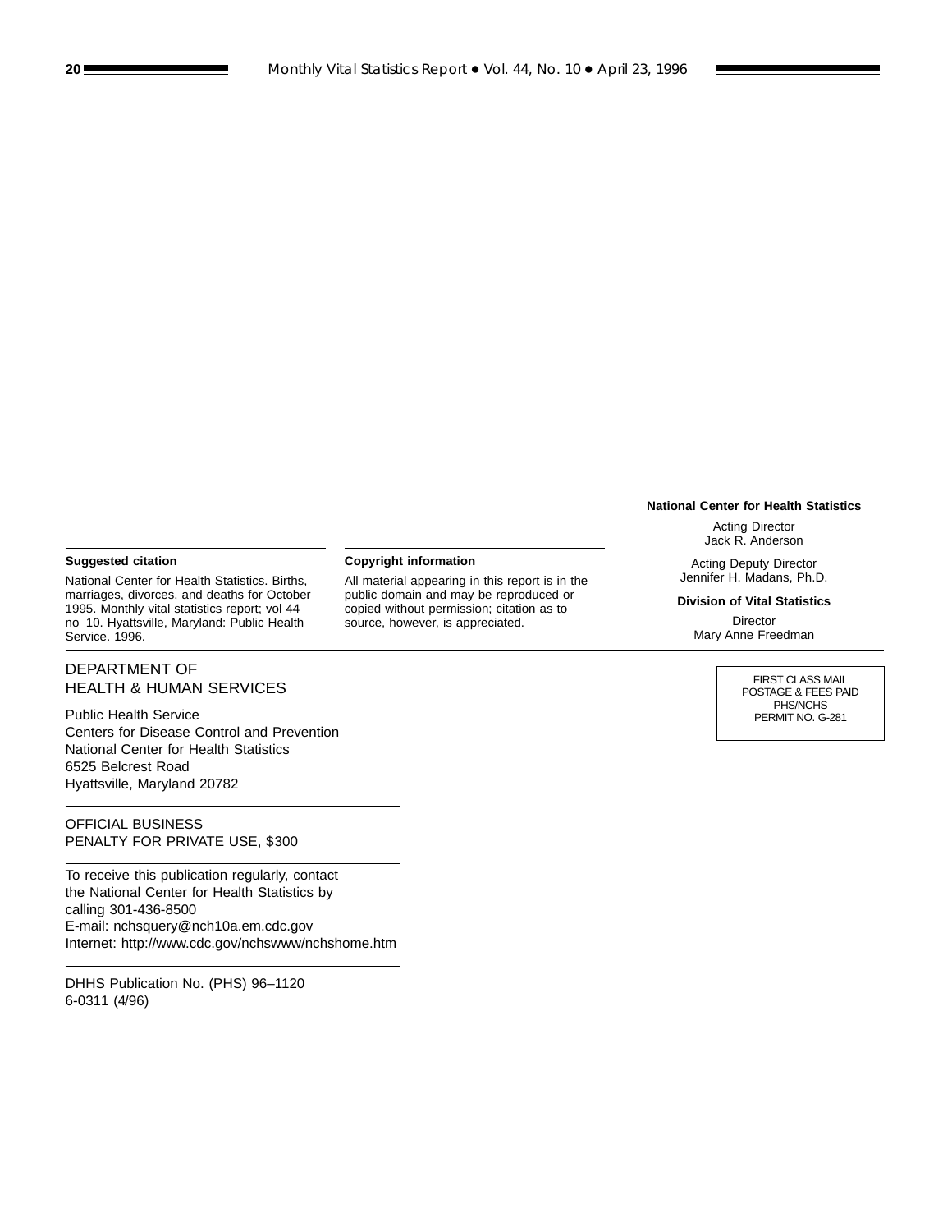**National Center for Health Statistics**

Acting Director
Jack R. Anderson

Acting Deputy Director
Jennifer H. Madans, Ph.D.

**Division of Vital Statistics**

Director
Mary Anne Freedman

**Suggested citation**

National Center for Health Statistics. Births, marriages, divorces, and deaths for October 1995. Monthly vital statistics report; vol 44 no 10. Hyattsville, Maryland: Public Health Service. 1996.

**Copyright information**

All material appearing in this report is in the public domain and may be reproduced or copied without permission; citation as to source, however, is appreciated.

DEPARTMENT OF
HEALTH & HUMAN SERVICES

Public Health Service
Centers for Disease Control and Prevention
National Center for Health Statistics
6525 Belcrest Road
Hyattsville, Maryland 20782

FIRST CLASS MAIL
POSTAGE & FEES PAID
PHS/NCHS
PERMIT NO. G-281

OFFICIAL BUSINESS
PENALTY FOR PRIVATE USE, $300

To receive this publication regularly, contact the National Center for Health Statistics by calling 301-436-8500
E-mail: nchsquery@nch10a.em.cdc.gov
Internet: http://www.cdc.gov/nchswww/nchshome.htm

DHHS Publication No. (PHS) 96–1120
6-0311 (4/96)